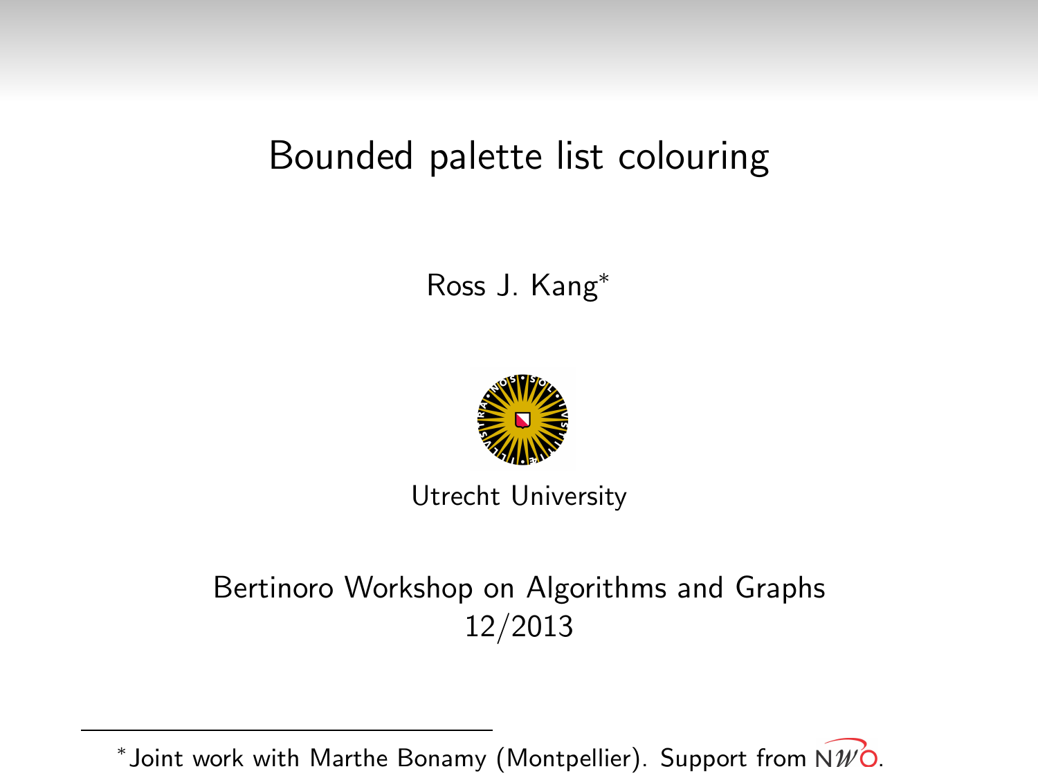# Bounded palette list colouring

Ross J. Kang*

Utrecht University

Bertinoro Workshop on Algorithms and Graphs
12/2013

*Joint work with Marthe Bonamy (Montpellier). Support from NWO.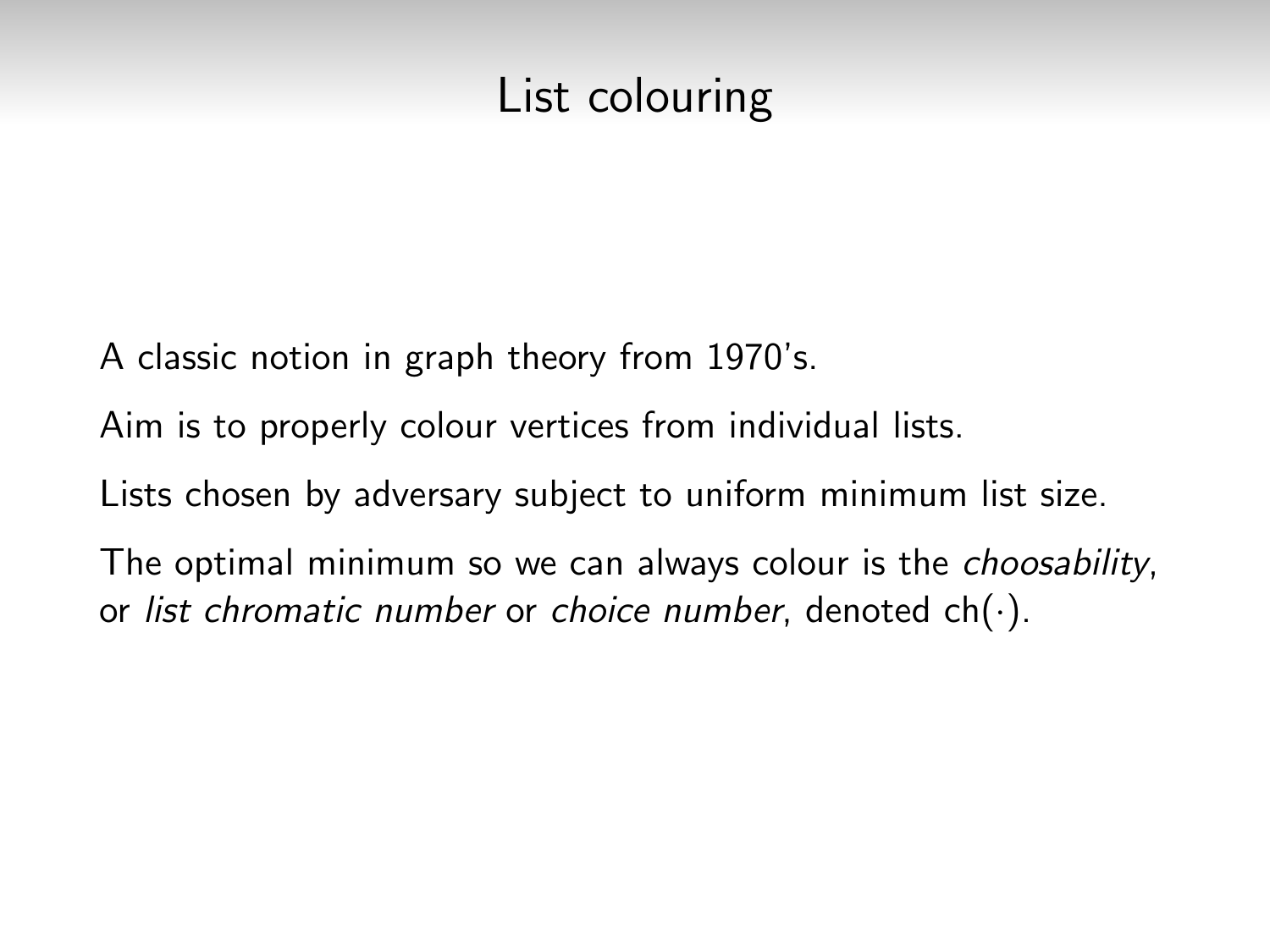# List colouring

A classic notion in graph theory from 1970's.

Aim is to properly colour vertices from individual lists.

Lists chosen by adversary subject to uniform minimum list size.

The optimal minimum so we can always colour is the *choosability*, or *list chromatic number* or *choice number*, denoted $\mathrm{ch}(\cdot)$.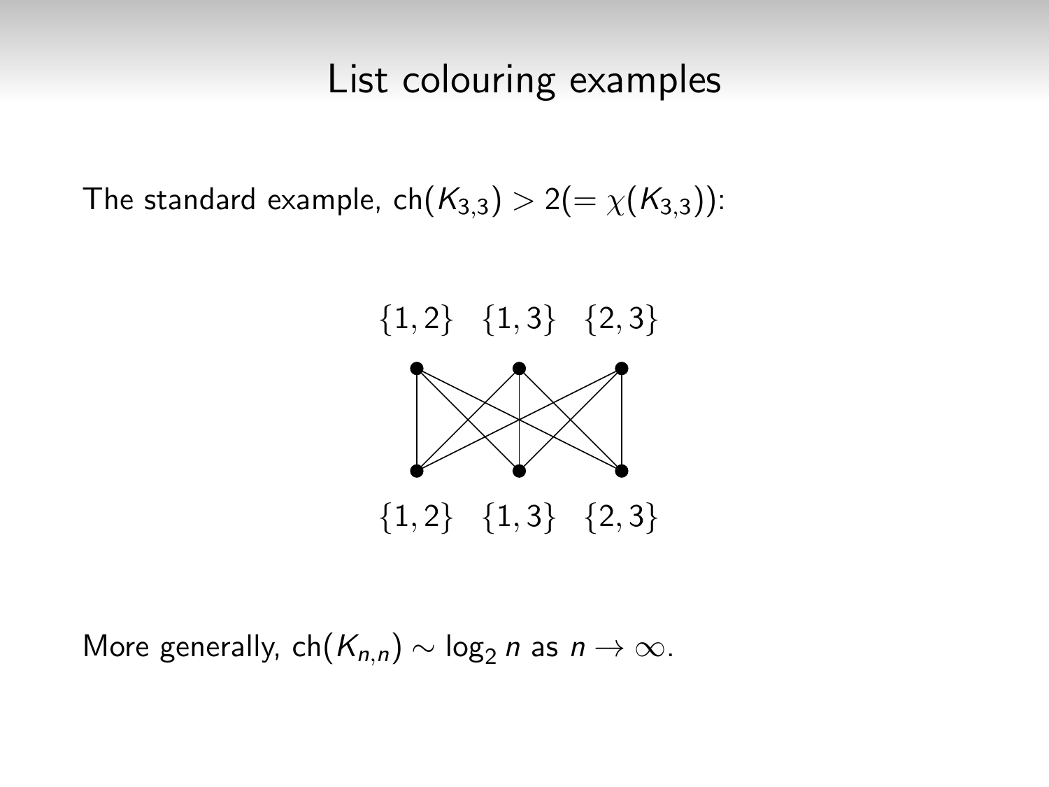# List colouring examples

The standard example, $\mathrm{ch}(K_{3,3}) > 2 (= \chi(K_{3,3}))$:

$\{1,2\}$ $\{1,3\}$ $\{2,3\}$

$\{1,2\}$ $\{1,3\}$ $\{2,3\}$

More generally, $\mathrm{ch}(K_{n,n}) \sim \log_2 n$ as $n \to \infty$.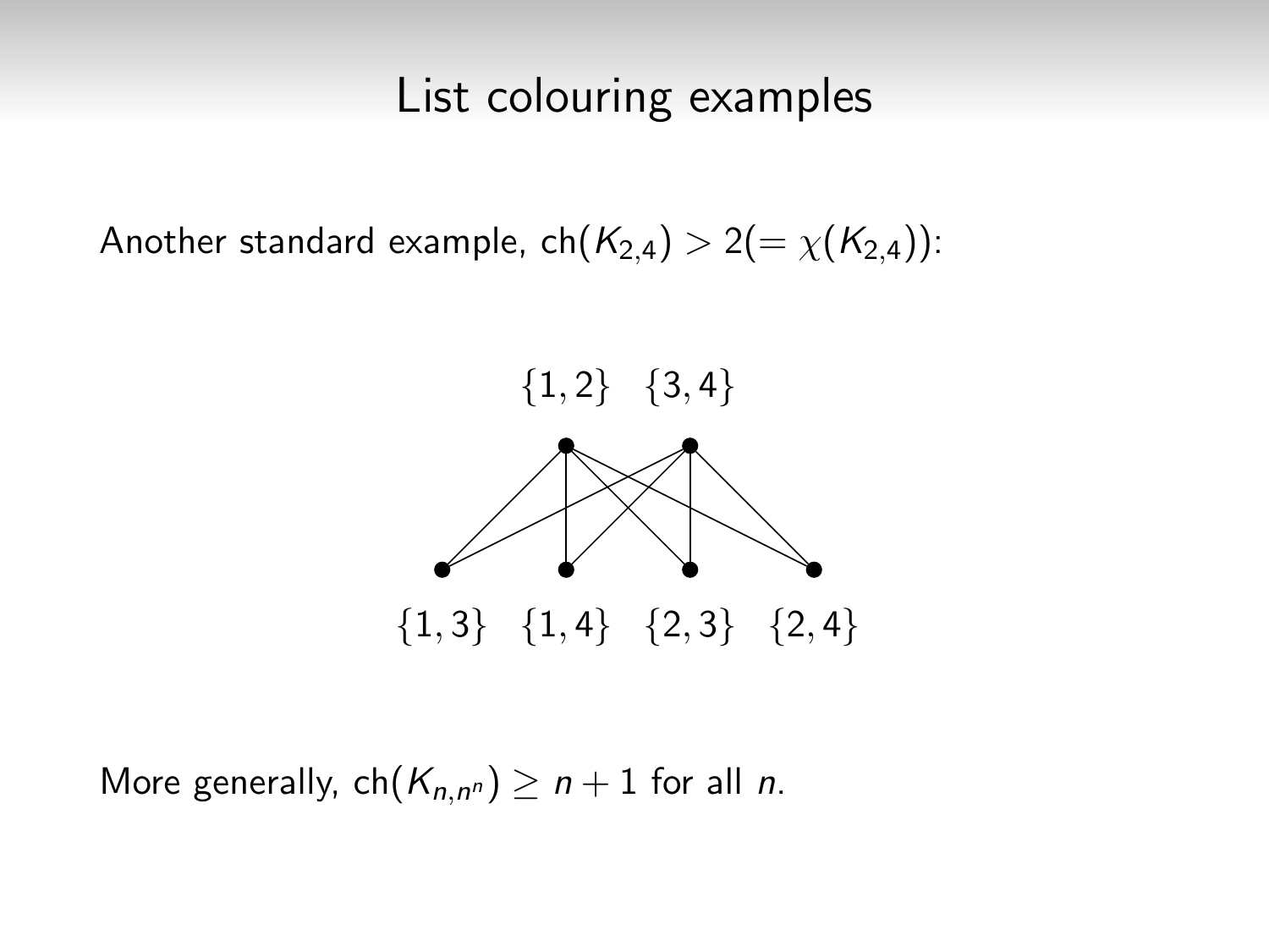# List colouring examples

Another standard example, $\text{ch}(K_{2,4}) > 2 (= \chi(K_{2,4}))$:

$\{1,2\}$ $\{3,4\}$

$\{1,3\}$ $\{1,4\}$ $\{2,3\}$ $\{2,4\}$

More generally, $\text{ch}(K_{n,n^n}) \geq n+1$ for all $n$.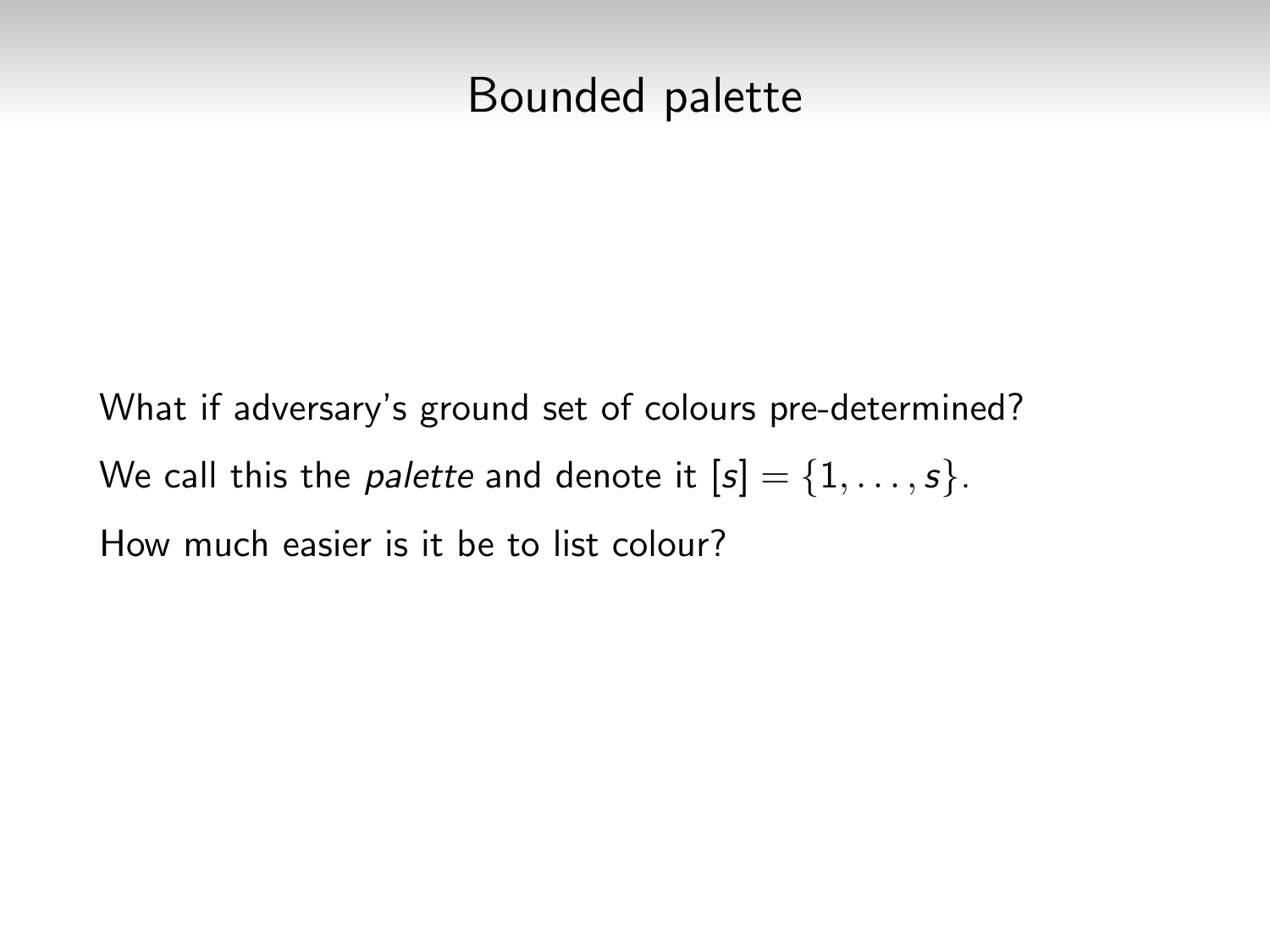# Bounded palette

What if adversary's ground set of colours pre-determined?

We call this the *palette* and denote it $[s] = \{1, \dots, s\}$.

How much easier is it be to list colour?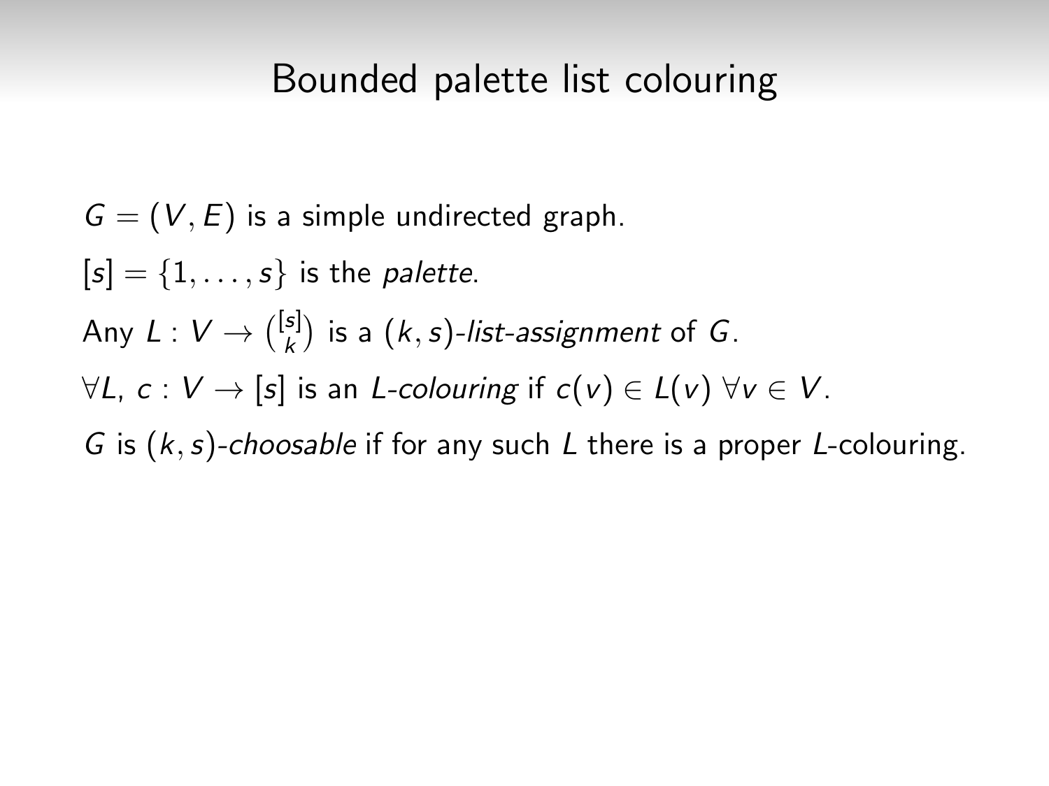# Bounded palette list colouring

$G = (V, E)$ is a simple undirected graph.

$[s] = \{1, \ldots, s\}$ is the *palette*.

Any $L : V \to \binom{[s]}{k}$ is a $(k, s)$-*list-assignment* of $G$.

$\forall L$, $c : V \to [s]$ is an *L-colouring* if $c(v) \in L(v)$ $\forall v \in V$.

$G$ is $(k, s)$-*choosable* if for any such $L$ there is a proper $L$-colouring.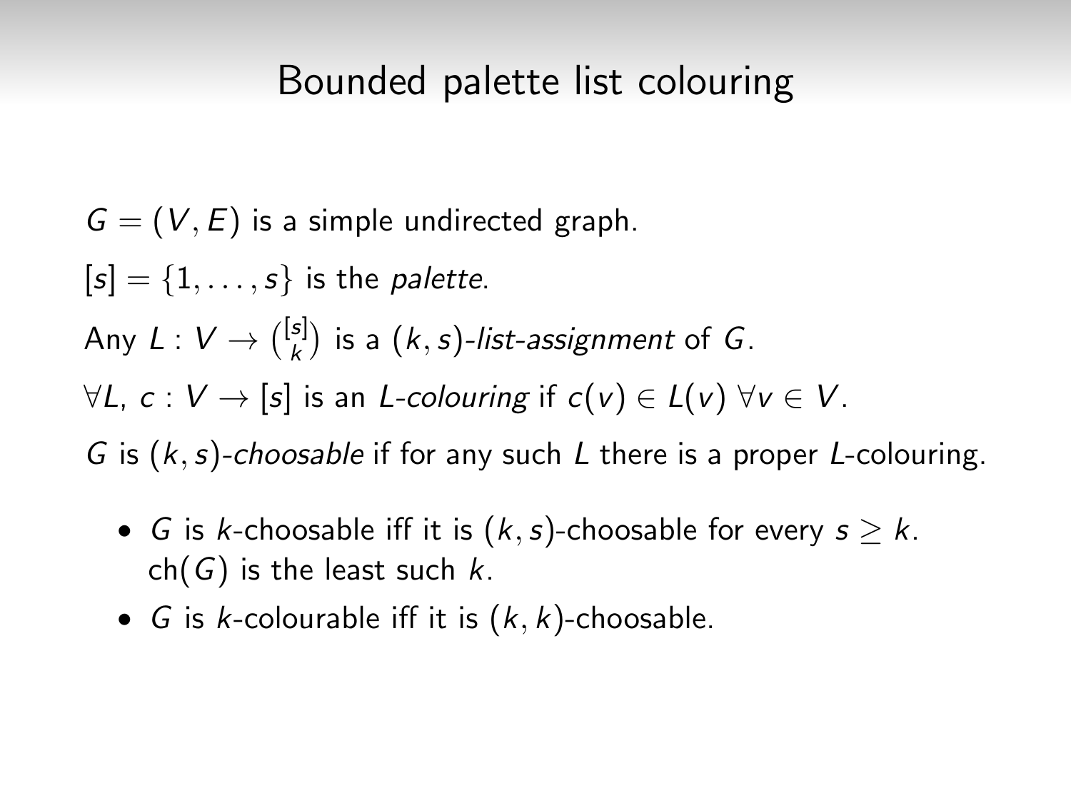# Bounded palette list colouring

$G = (V, E)$ is a simple undirected graph.

$[s] = \{1, \ldots, s\}$ is the *palette*.

Any $L : V \to \binom{[s]}{k}$ is a $(k, s)$-*list-assignment* of $G$.

$\forall L$, $c : V \to [s]$ is an *L-colouring* if $c(v) \in L(v)$ $\forall v \in V$.

$G$ is $(k, s)$-*choosable* if for any such $L$ there is a proper $L$-colouring.

- $G$ is $k$-choosable iff it is $(k, s)$-choosable for every $s \geq k$. $\text{ch}(G)$ is the least such $k$.
- $G$ is $k$-colourable iff it is $(k, k)$-choosable.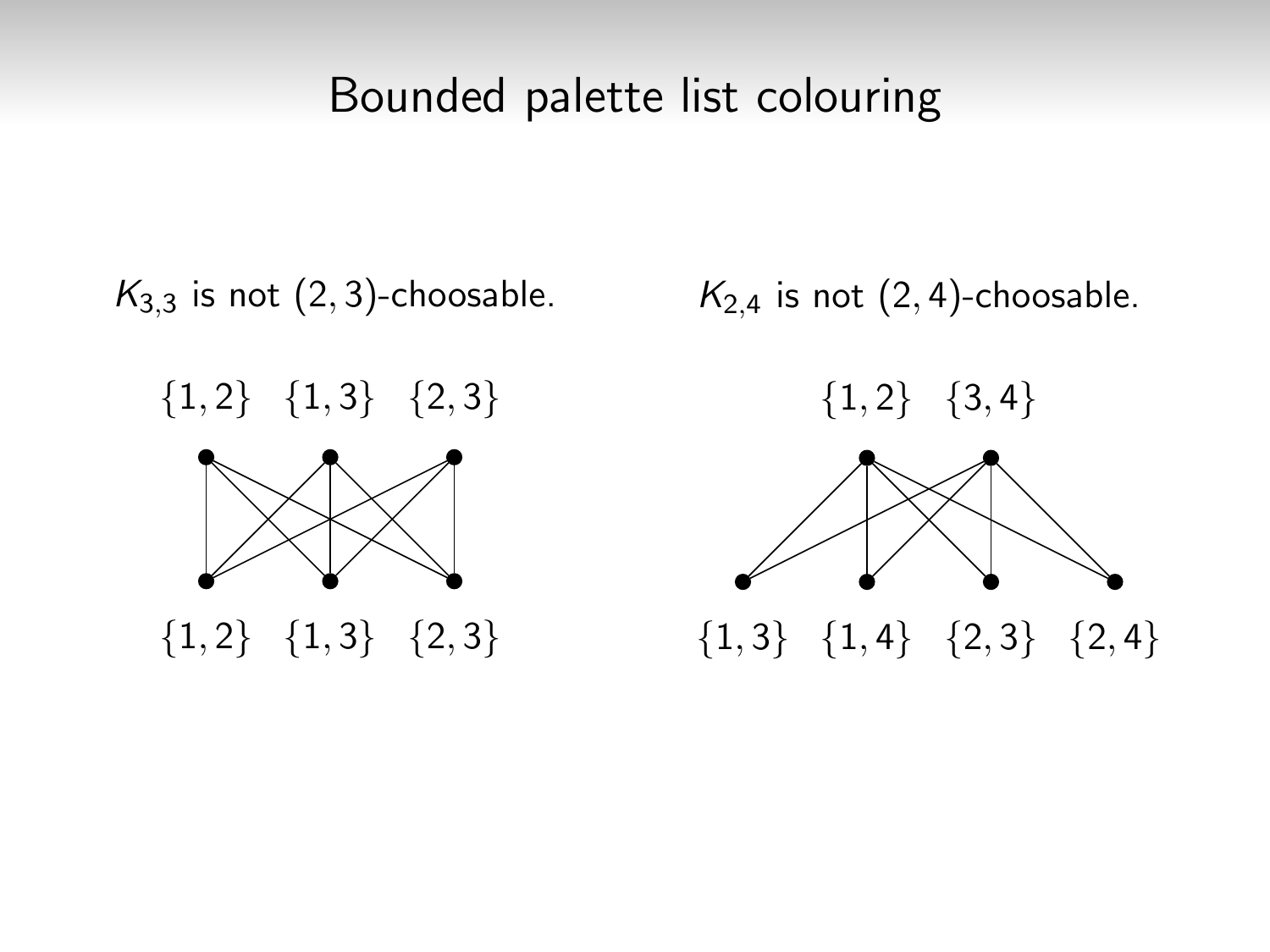# Bounded palette list colouring

$K_{3,3}$ is not $(2,3)$-choosable.

$\{1,2\}$ $\{1,3\}$ $\{2,3\}$

$\{1,2\}$ $\{1,3\}$ $\{2,3\}$

$K_{2,4}$ is not $(2,4)$-choosable.

$\{1,2\}$ $\{3,4\}$

$\{1,3\}$ $\{1,4\}$ $\{2,3\}$ $\{2,4\}$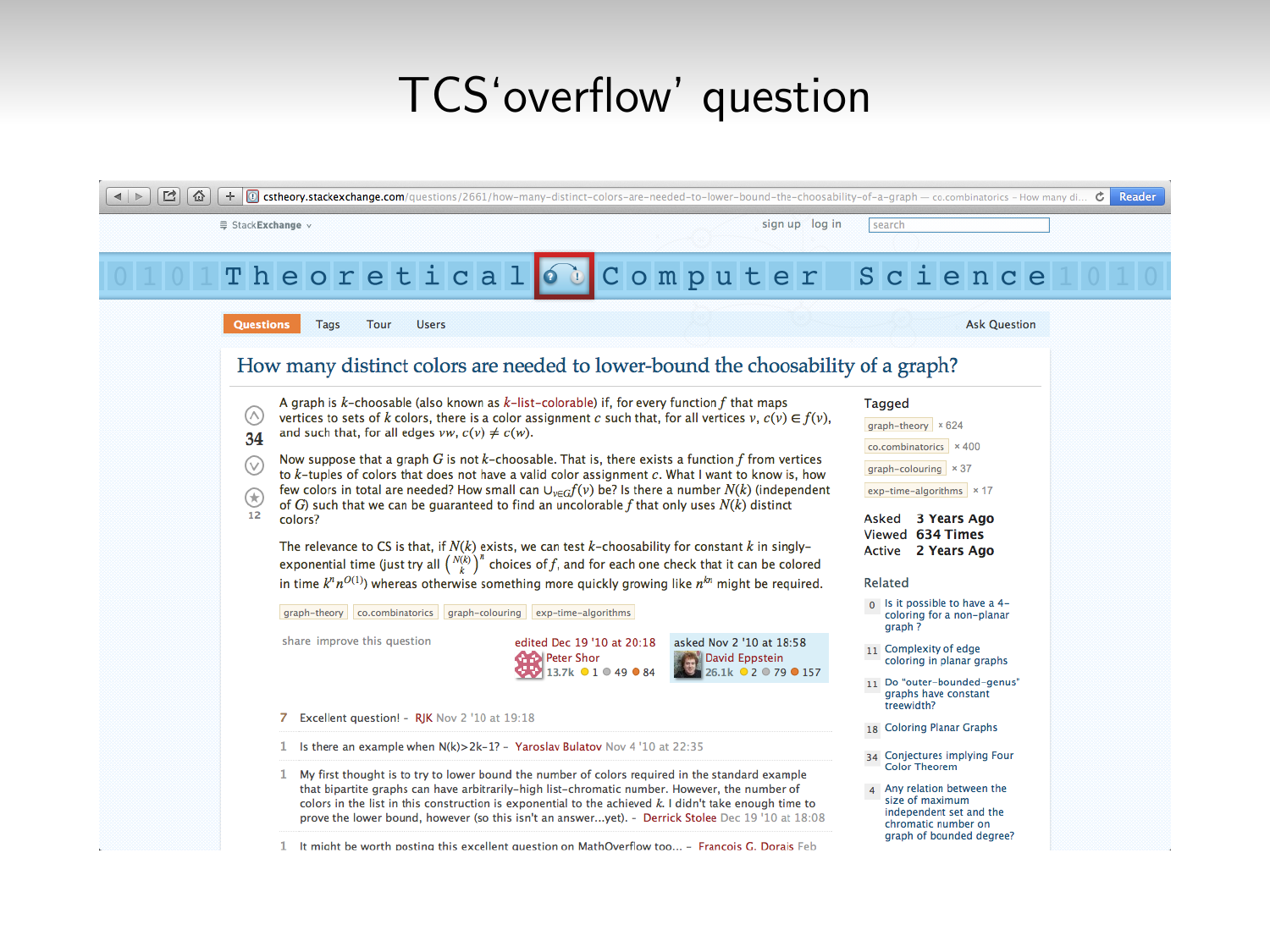# TCS'overflow' question

cstheory.stackexchange.com/questions/2661/how-many-distinct-colors-are-needed-to-lower-bound-the-choosability-of-a-graph

## How many distinct colors are needed to lower-bound the choosability of a graph?

A graph is $k$-choosable (also known as $k$-list-colorable) if, for every function $f$ that maps vertices to sets of $k$ colors, there is a color assignment $c$ such that, for all vertices $v$, $c(v) \in f(v)$, and such that, for all edges $vw$, $c(v) \neq c(w)$.

Now suppose that a graph $G$ is not $k$-choosable. That is, there exists a function $f$ from vertices to $k$-tuples of colors that does not have a valid color assignment $c$. What I want to know is, how few colors in total are needed? How small can $\cup_{v \in G} f(v)$ be? Is there a number $N(k)$ (independent of $G$) such that we can be guaranteed to find an uncolorable $f$ that only uses $N(k)$ distinct colors?

The relevance to CS is that, if $N(k)$ exists, we can test $k$-choosability for constant $k$ in singly-exponential time (just try all $\binom{N(k)}{k}^n$ choices of $f$, and for each one check that it can be colored in time $k^n n^{O(1)}$) whereas otherwise something more quickly growing like $n^{kn}$ might be required.

graph-theory · co.combinatorics · graph-colouring · exp-time-algorithms

edited Dec 19 '10 at 20:18 — Peter Shor
asked Nov 2 '10 at 18:58 — David Eppstein

- 7 Excellent question! – RJK Nov 2 '10 at 19:18
- 1 Is there an example when N(k)>2k−1? – Yaroslav Bulatov Nov 4 '10 at 22:35
- 1 My first thought is to try to lower bound the number of colors required in the standard example that bipartite graphs can have arbitrarily-high list-chromatic number. However, the number of colors in the list in this construction is exponential to the achieved $k$. I didn't take enough time to prove the lower bound, however (so this isn't an answer...yet). – Derrick Stolee Dec 19 '10 at 18:08
- 1 It might be worth posting this excellent question on MathOverflow too... – Francois G. Dorais Feb

**Tagged:** graph-theory × 624, co.combinatorics × 400, graph-colouring × 37, exp-time-algorithms × 17

Asked 3 Years Ago · Viewed 634 Times · Active 2 Years Ago

**Related**
- 0 Is it possible to have a 4-coloring for a non-planar graph?
- 11 Complexity of edge coloring in planar graphs
- 11 Do "outer-bounded-genus" graphs have constant treewidth?
- 18 Coloring Planar Graphs
- 34 Conjectures implying Four Color Theorem
- 4 Any relation between the size of maximum independent set and the chromatic number on graph of bounded degree?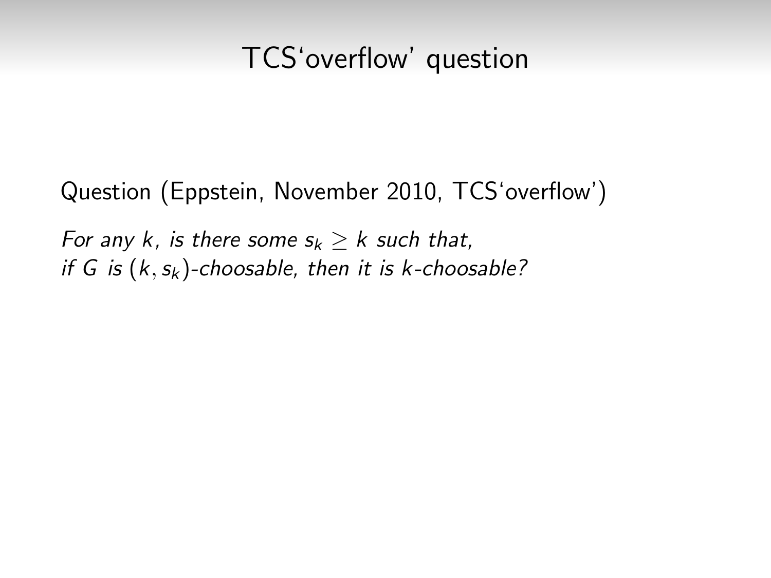# TCS'overflow' question

Question (Eppstein, November 2010, TCS'overflow')

*For any $k$, is there some $s_k \geq k$ such that, if $G$ is $(k, s_k)$-choosable, then it is $k$-choosable?*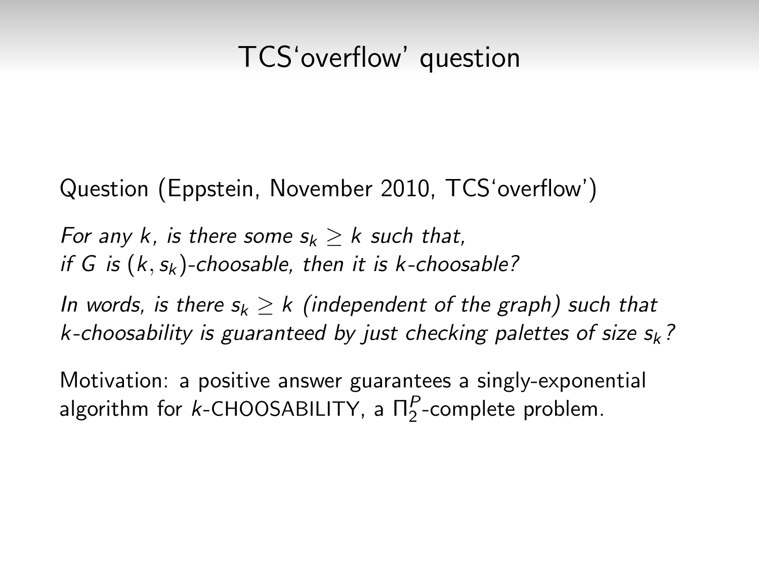# TCS'overflow' question

Question (Eppstein, November 2010, TCS'overflow')

*For any $k$, is there some $s_k \geq k$ such that,*
*if $G$ is $(k, s_k)$-choosable, then it is $k$-choosable?*

*In words, is there $s_k \geq k$ (independent of the graph) such that $k$-choosability is guaranteed by just checking palettes of size $s_k$?*

Motivation: a positive answer guarantees a singly-exponential algorithm for $k$-CHOOSABILITY, a $\Pi_2^P$-complete problem.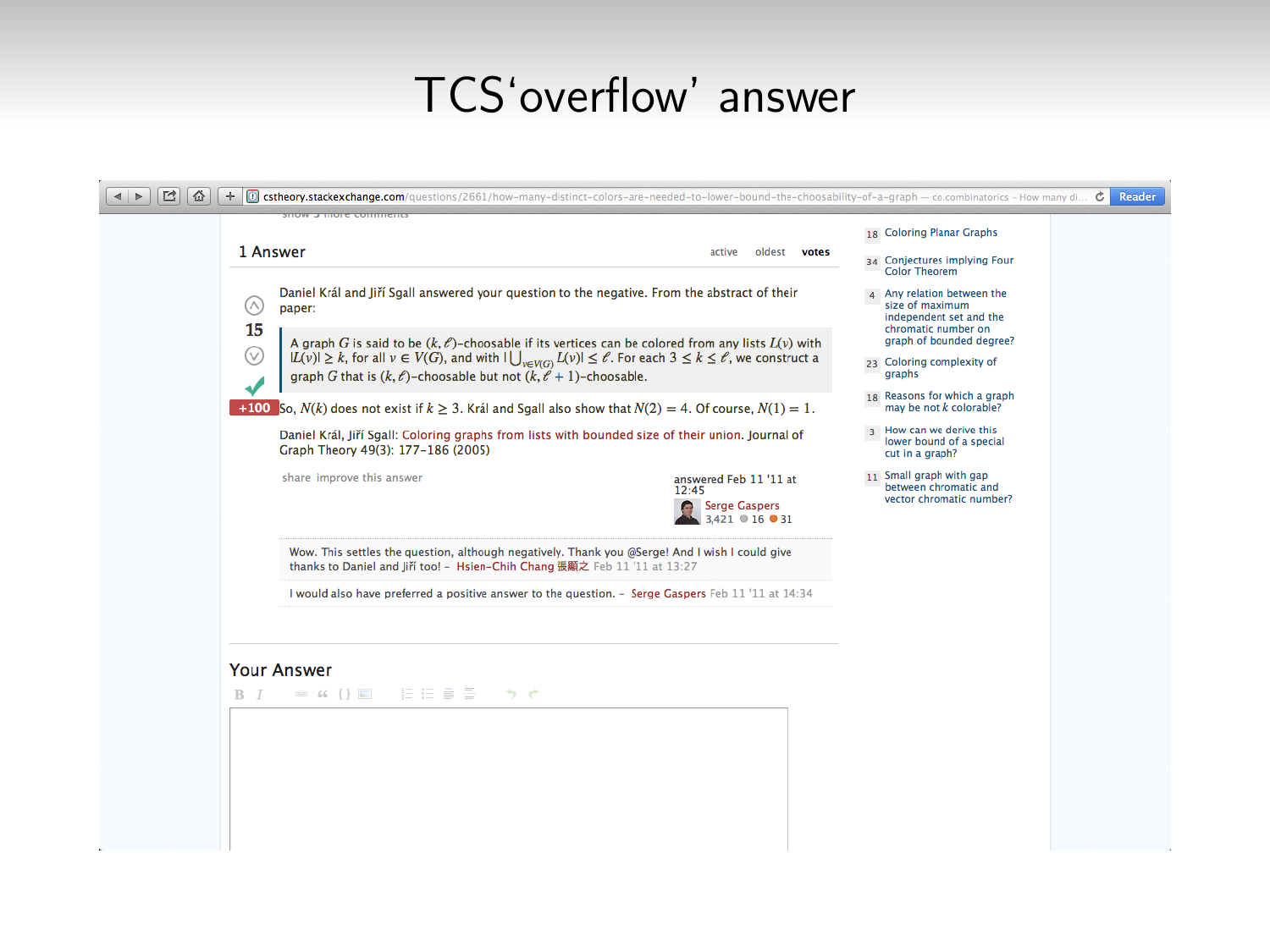# TCS'overflow' answer

1 Answer

active oldest **votes**

15

+100

Daniel Král and Jiří Sgall answered your question to the negative. From the abstract of their paper:

> A graph $G$ is said to be $(k,\ell)$-choosable if its vertices can be colored from any lists $L(v)$ with $|L(v)| \geq k$, for all $v \in V(G)$, and with $|\bigcup_{v \in V(G)} L(v)| \leq \ell$. For each $3 \leq k \leq \ell$, we construct a graph $G$ that is $(k,\ell)$-choosable but not $(k,\ell+1)$-choosable.

So, $N(k)$ does not exist if $k \geq 3$. Král and Sgall also show that $N(2) = 4$. Of course, $N(1) = 1$.

Daniel Král, Jiří Sgall: Coloring graphs from lists with bounded size of their union. Journal of Graph Theory 49(3): 177–186 (2005)

share improve this answer

answered Feb 11 '11 at 12:45
Serge Gaspers 3,421 16 31

Wow. This settles the question, although negatively. Thank you @Serge! And I wish I could give thanks to Daniel and Jiří too! – Hsien-Chih Chang 張顯之 Feb 11 '11 at 13:27

I would also have preferred a positive answer to the question. – Serge Gaspers Feb 11 '11 at 14:34

Your Answer

18 Coloring Planar Graphs

34 Conjectures implying Four Color Theorem

4 Any relation between the size of maximum independent set and the chromatic number on graph of bounded degree?

23 Coloring complexity of graphs

18 Reasons for which a graph may be not $k$ colorable?

3 How can we derive this lower bound of a special cut in a graph?

11 Small graph with gap between chromatic and vector chromatic number?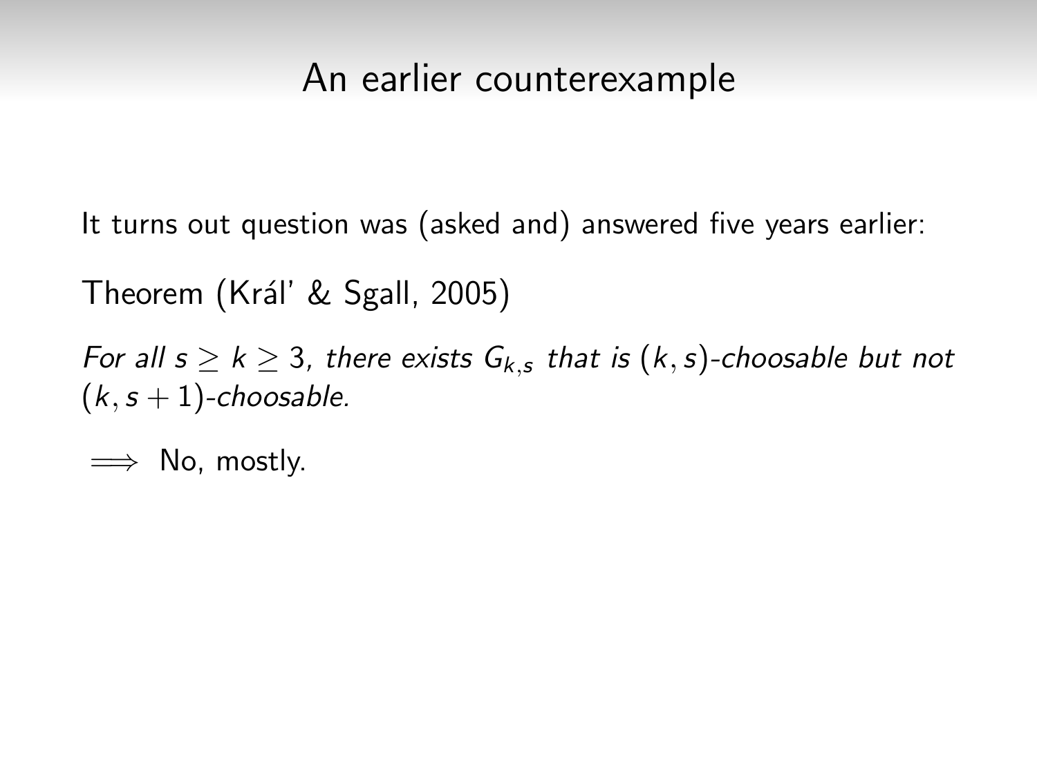# An earlier counterexample

It turns out question was (asked and) answered five years earlier:

Theorem (Kráľ & Sgall, 2005)

*For all $s \geq k \geq 3$, there exists $G_{k,s}$ that is $(k,s)$-choosable but not $(k, s+1)$-choosable.*

$\implies$ No, mostly.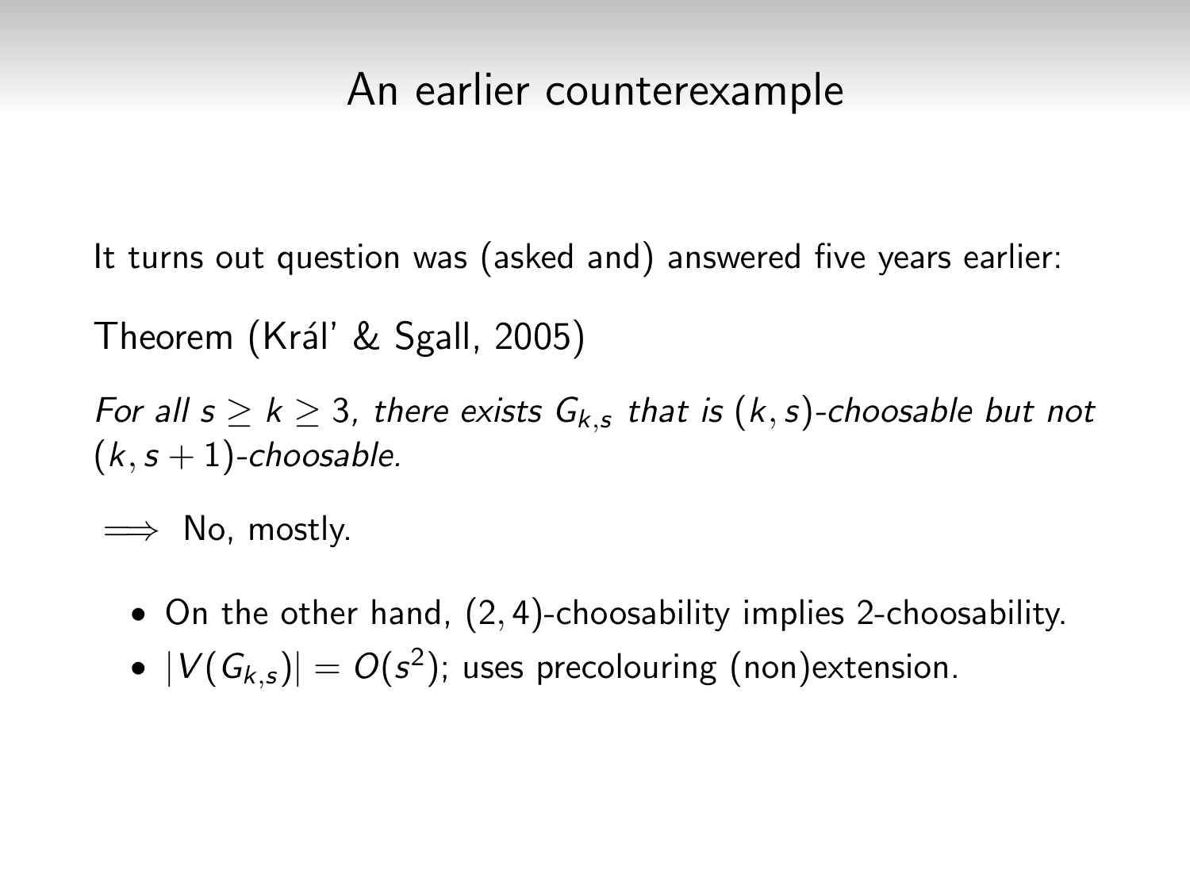# An earlier counterexample

It turns out question was (asked and) answered five years earlier:

Theorem (Král' & Sgall, 2005)

*For all $s \geq k \geq 3$, there exists $G_{k,s}$ that is $(k, s)$-choosable but not $(k, s+1)$-choosable.*

$\implies$ No, mostly.

- On the other hand, $(2, 4)$-choosability implies 2-choosability.
- $|V(G_{k,s})| = O(s^2)$; uses precolouring (non)extension.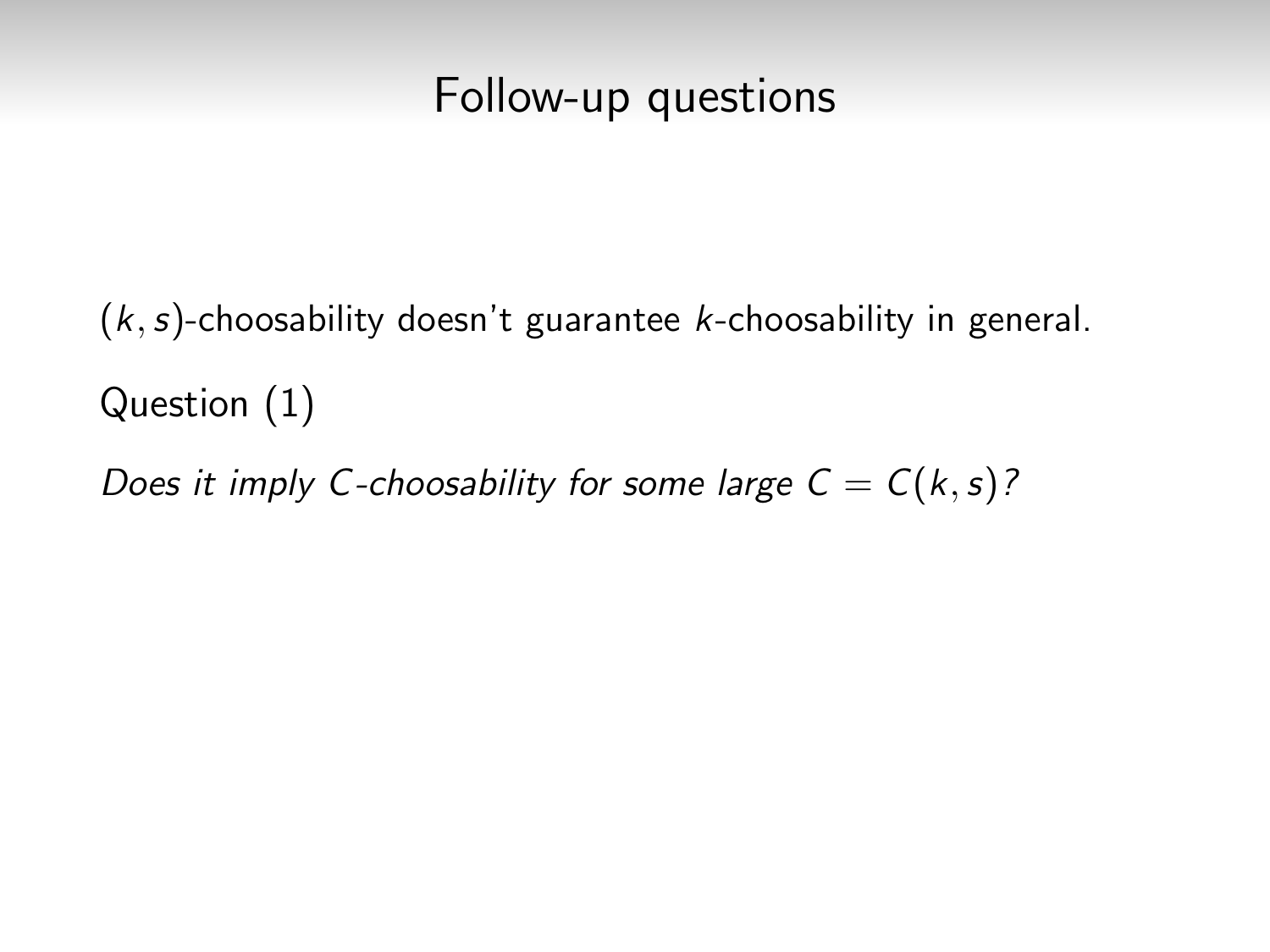# Follow-up questions

$(k, s)$-choosability doesn't guarantee $k$-choosability in general.

Question (1)

*Does it imply $C$-choosability for some large $C = C(k, s)$?*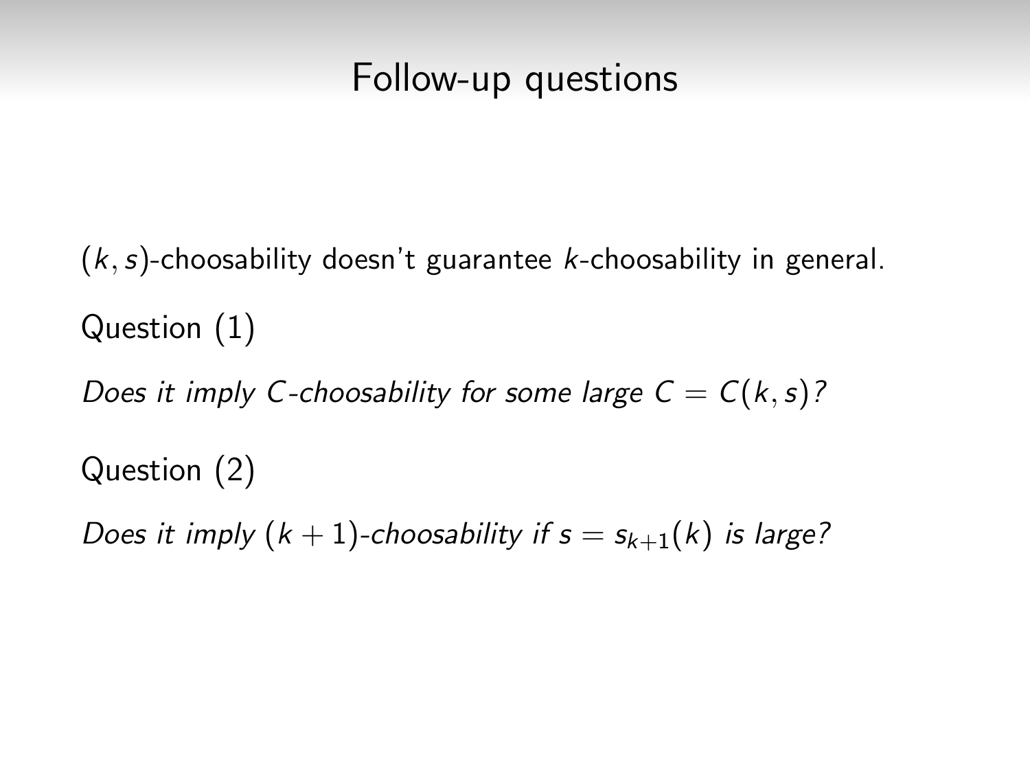# Follow-up questions

$(k, s)$-choosability doesn't guarantee $k$-choosability in general.

Question (1)

*Does it imply $C$-choosability for some large $C = C(k, s)$?*

Question (2)

*Does it imply $(k+1)$-choosability if $s = s_{k+1}(k)$ is large?*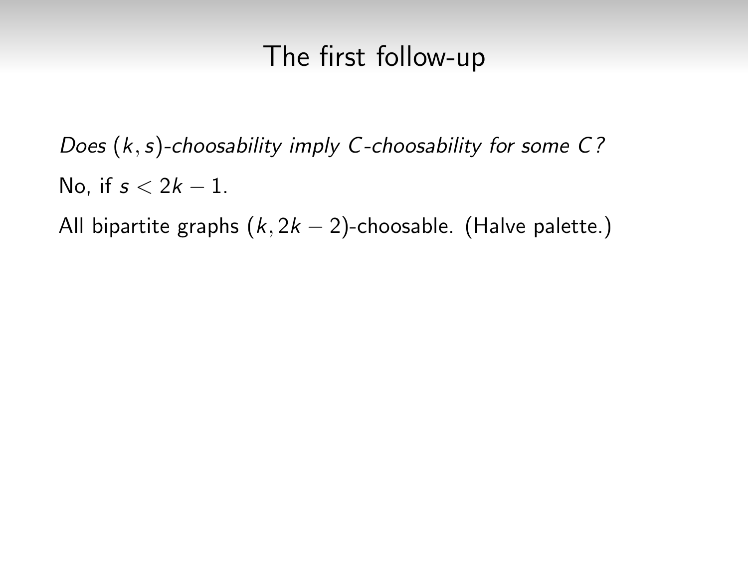# The first follow-up

*Does $(k, s)$-choosability imply $C$-choosability for some $C$?*

No, if $s < 2k - 1$.

All bipartite graphs $(k, 2k - 2)$-choosable. (Halve palette.)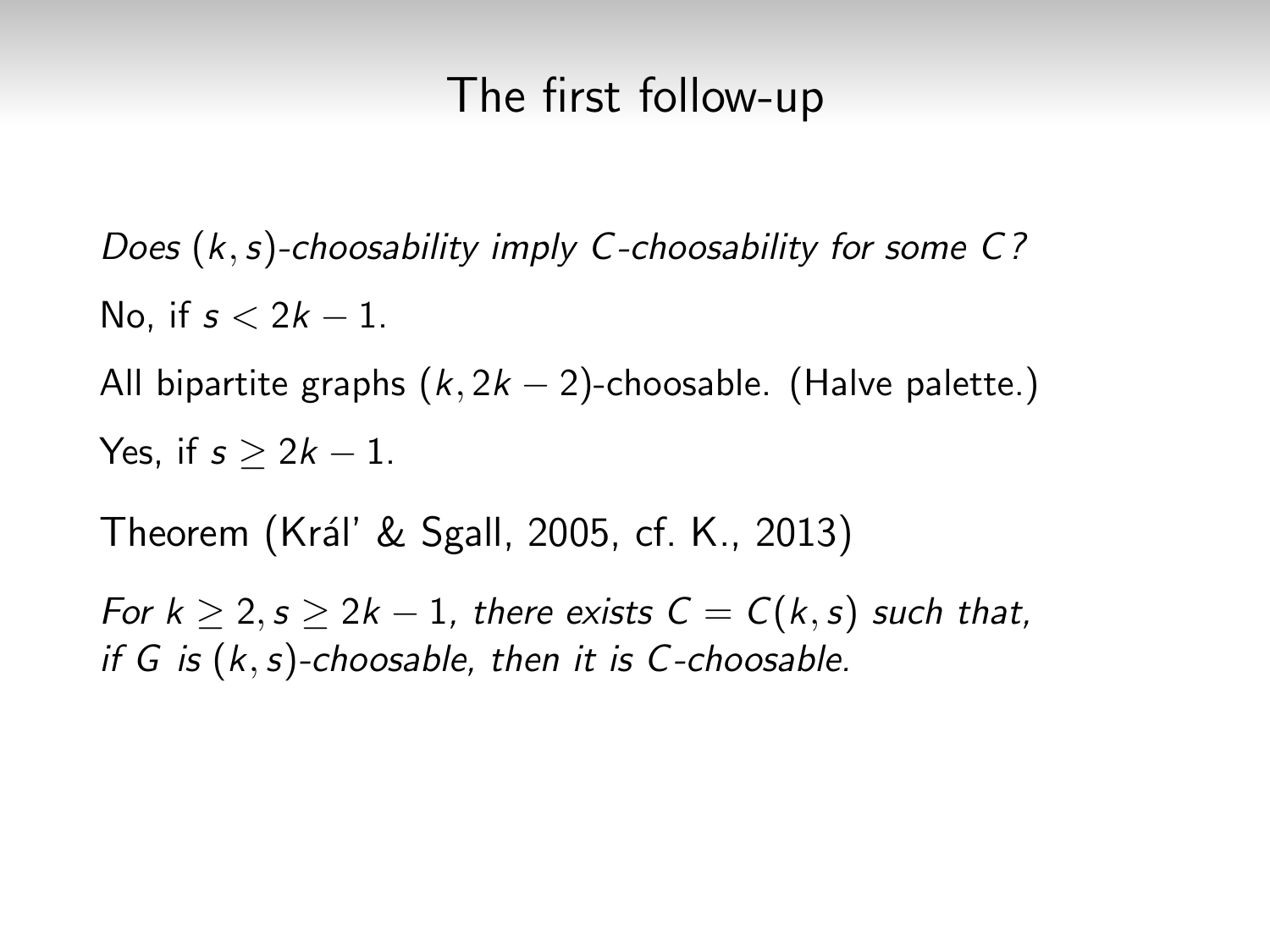# The first follow-up

*Does $(k, s)$-choosability imply $C$-choosability for some $C$?*

No, if $s < 2k - 1$.

All bipartite graphs $(k, 2k-2)$-choosable. (Halve palette.)

Yes, if $s \geq 2k - 1$.

Theorem (Král' & Sgall, 2005, cf. K., 2013)

*For $k \geq 2, s \geq 2k-1$, there exists $C = C(k,s)$ such that, if $G$ is $(k, s)$-choosable, then it is $C$-choosable.*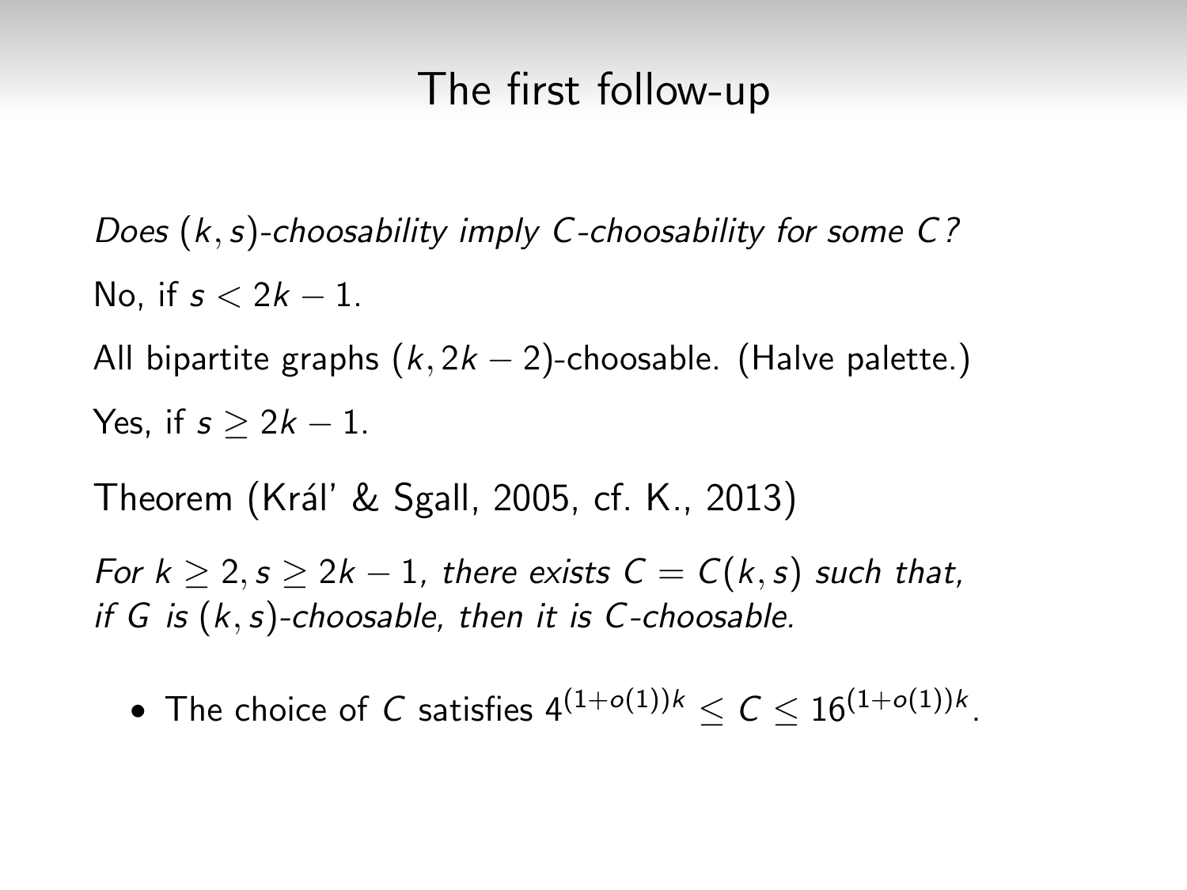# The first follow-up

*Does $(k, s)$-choosability imply $C$-choosability for some $C$?*

No, if $s < 2k - 1$.

All bipartite graphs $(k, 2k - 2)$-choosable. (Halve palette.)

Yes, if $s \geq 2k - 1$.

Theorem (Král' & Sgall, 2005, cf. K., 2013)

*For $k \geq 2, s \geq 2k - 1$, there exists $C = C(k, s)$ such that, if $G$ is $(k, s)$-choosable, then it is $C$-choosable.*

- The choice of $C$ satisfies $4^{(1+o(1))k} \leq C \leq 16^{(1+o(1))k}$.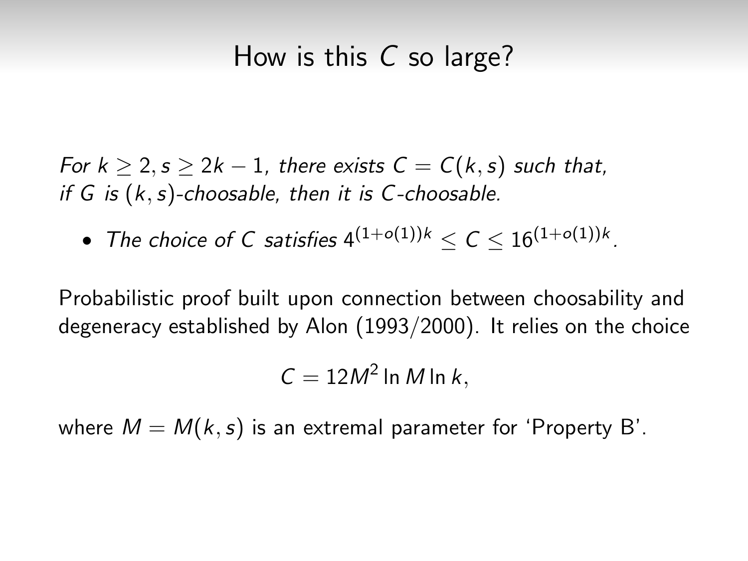# How is this $C$ so large?

*For $k \geq 2, s \geq 2k-1$, there exists $C = C(k,s)$ such that, if $G$ is $(k,s)$-choosable, then it is $C$-choosable.*

- *The choice of $C$ satisfies* $4^{(1+o(1))k} \leq C \leq 16^{(1+o(1))k}$.

Probabilistic proof built upon connection between choosability and degeneracy established by Alon (1993/2000). It relies on the choice

$$C = 12M^2 \ln M \ln k,$$

where $M = M(k,s)$ is an extremal parameter for 'Property B'.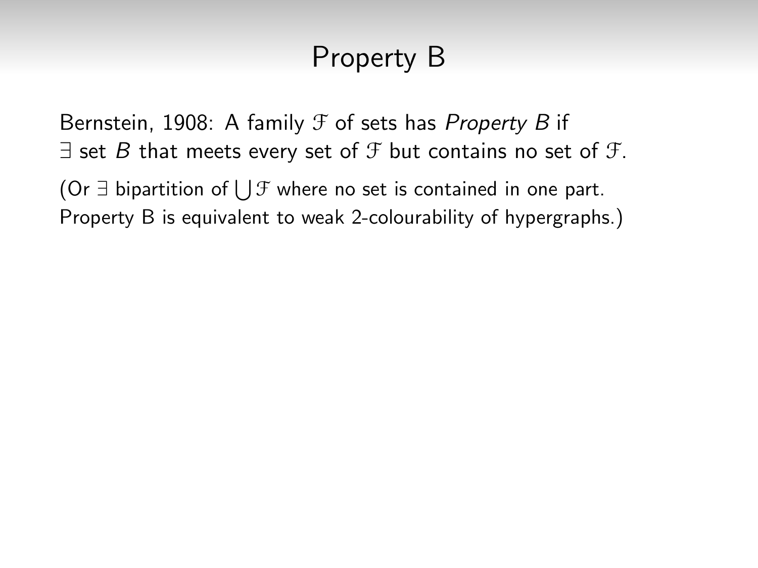# Property B

Bernstein, 1908: A family $\mathcal{F}$ of sets has *Property B* if
$\exists$ set $B$ that meets every set of $\mathcal{F}$ but contains no set of $\mathcal{F}$.

(Or $\exists$ bipartition of $\bigcup \mathcal{F}$ where no set is contained in one part.
Property B is equivalent to weak 2-colourability of hypergraphs.)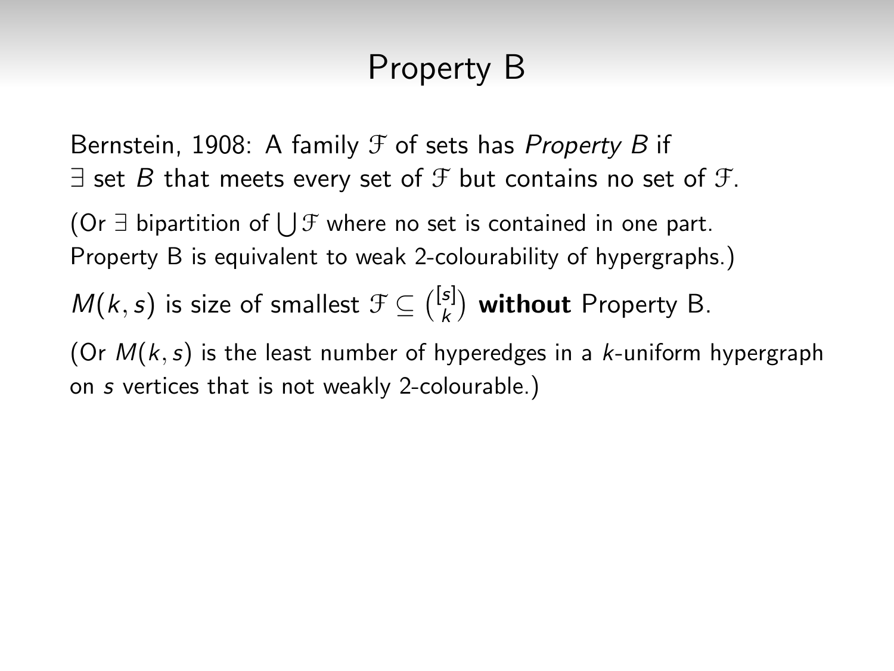# Property B

Bernstein, 1908: A family $\mathcal{F}$ of sets has *Property B* if $\exists$ set $B$ that meets every set of $\mathcal{F}$ but contains no set of $\mathcal{F}$.

(Or $\exists$ bipartition of $\bigcup \mathcal{F}$ where no set is contained in one part. Property B is equivalent to weak 2-colourability of hypergraphs.)

$M(k, s)$ is size of smallest $\mathcal{F} \subseteq \binom{[s]}{k}$ **without** Property B.

(Or $M(k, s)$ is the least number of hyperedges in a $k$-uniform hypergraph on $s$ vertices that is not weakly 2-colourable.)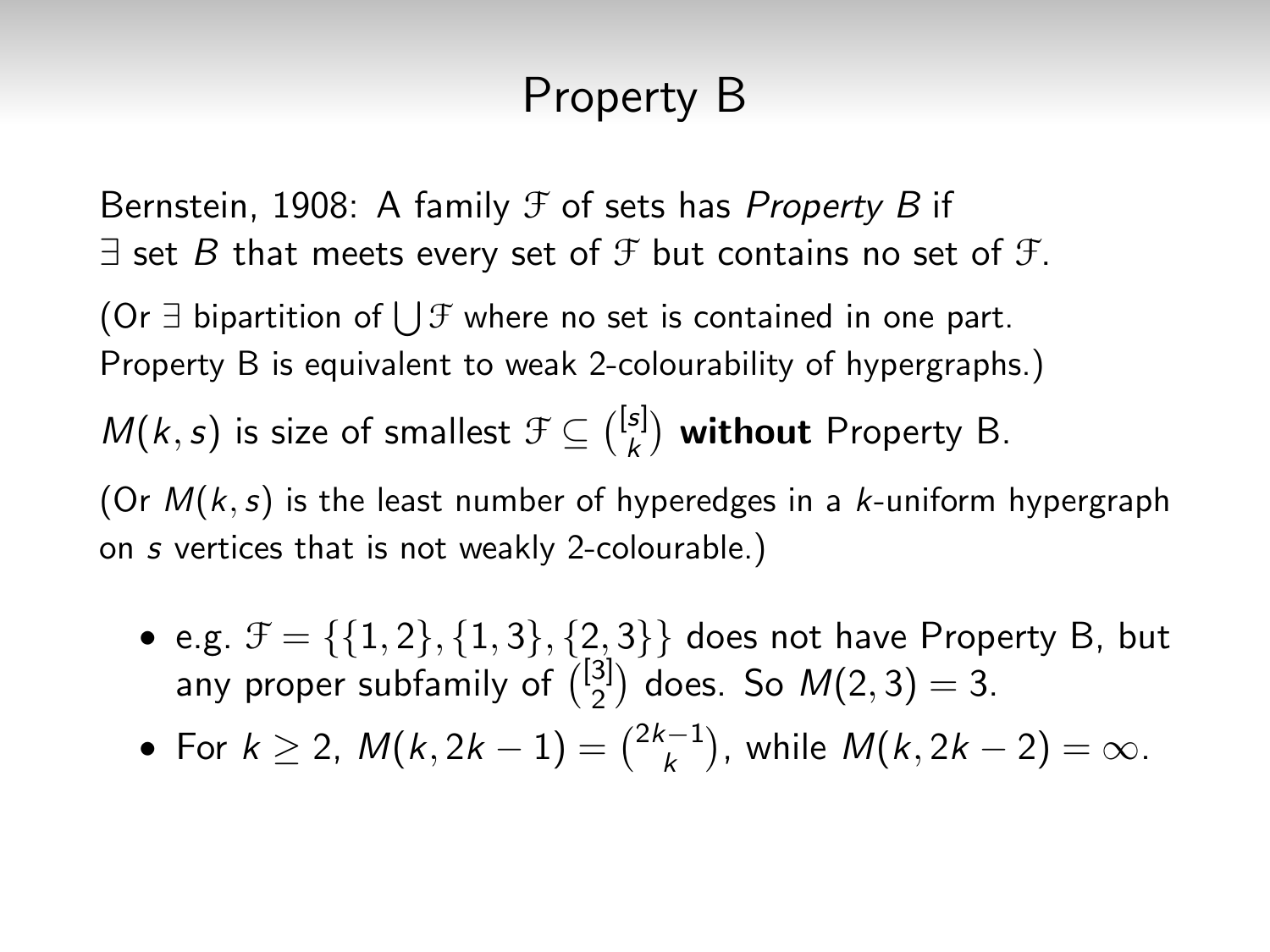# Property B

Bernstein, 1908: A family $\mathcal{F}$ of sets has *Property B* if $\exists$ set $B$ that meets every set of $\mathcal{F}$ but contains no set of $\mathcal{F}$.

(Or $\exists$ bipartition of $\bigcup \mathcal{F}$ where no set is contained in one part. Property B is equivalent to weak 2-colourability of hypergraphs.)

$M(k, s)$ is size of smallest $\mathcal{F} \subseteq \binom{[s]}{k}$ **without** Property B.

(Or $M(k, s)$ is the least number of hyperedges in a $k$-uniform hypergraph on $s$ vertices that is not weakly 2-colourable.)

- e.g. $\mathcal{F} = \{\{1, 2\}, \{1, 3\}, \{2, 3\}\}$ does not have Property B, but any proper subfamily of $\binom{[3]}{2}$ does. So $M(2, 3) = 3$.
- For $k \geq 2$, $M(k, 2k-1) = \binom{2k-1}{k}$, while $M(k, 2k-2) = \infty$.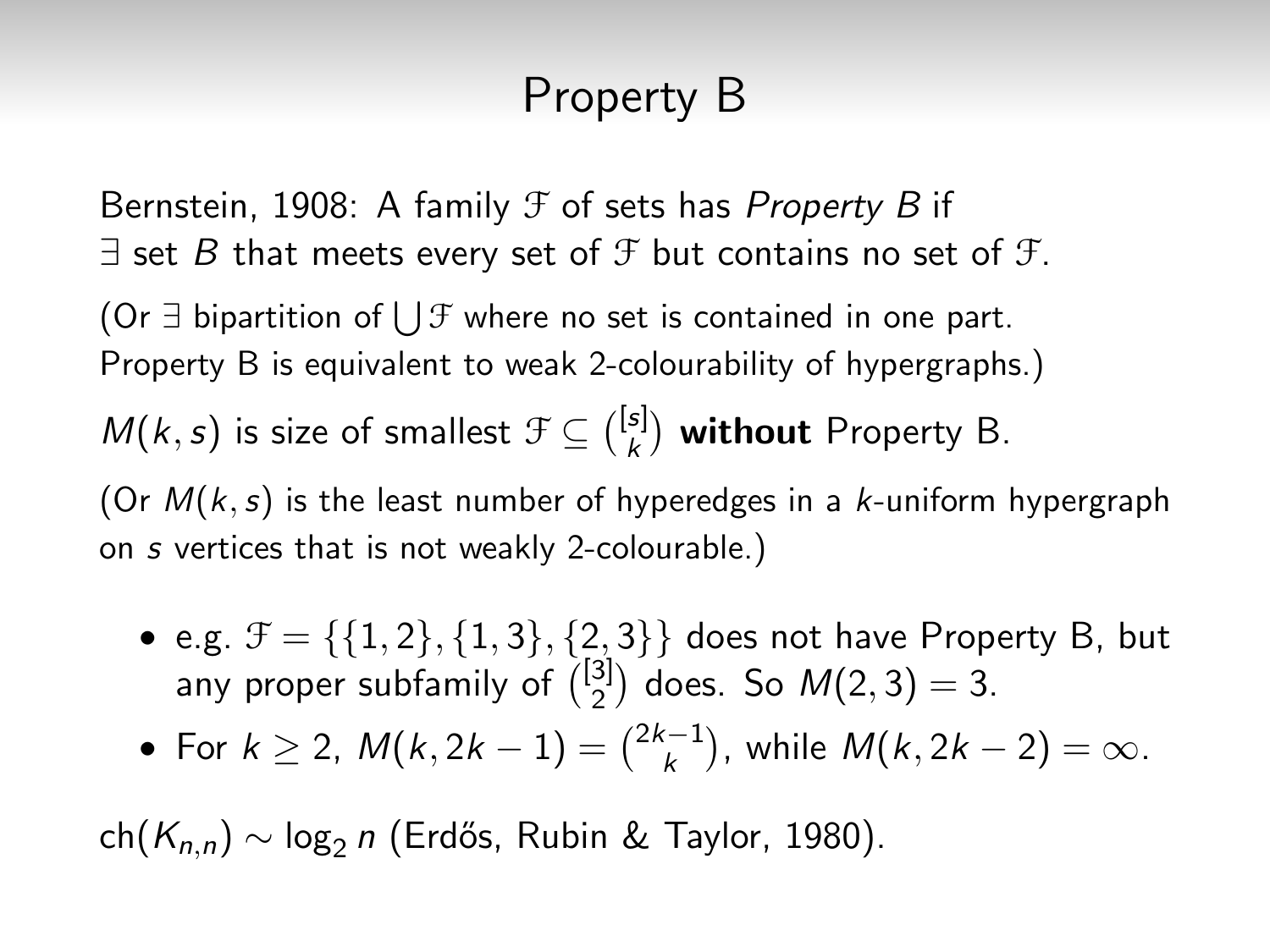# Property B

Bernstein, 1908: A family $\mathcal{F}$ of sets has *Property B* if $\exists$ set $B$ that meets every set of $\mathcal{F}$ but contains no set of $\mathcal{F}$.

(Or $\exists$ bipartition of $\bigcup \mathcal{F}$ where no set is contained in one part. Property B is equivalent to weak 2-colourability of hypergraphs.)

$M(k,s)$ is size of smallest $\mathcal{F} \subseteq \binom{[s]}{k}$ **without** Property B.

(Or $M(k,s)$ is the least number of hyperedges in a $k$-uniform hypergraph on $s$ vertices that is not weakly 2-colourable.)

- e.g. $\mathcal{F} = \{\{1,2\},\{1,3\},\{2,3\}\}$ does not have Property B, but any proper subfamily of $\binom{[3]}{2}$ does. So $M(2,3) = 3$.
- For $k \geq 2$, $M(k, 2k-1) = \binom{2k-1}{k}$, while $M(k, 2k-2) = \infty$.

$\mathrm{ch}(K_{n,n}) \sim \log_2 n$ (Erdős, Rubin & Taylor, 1980).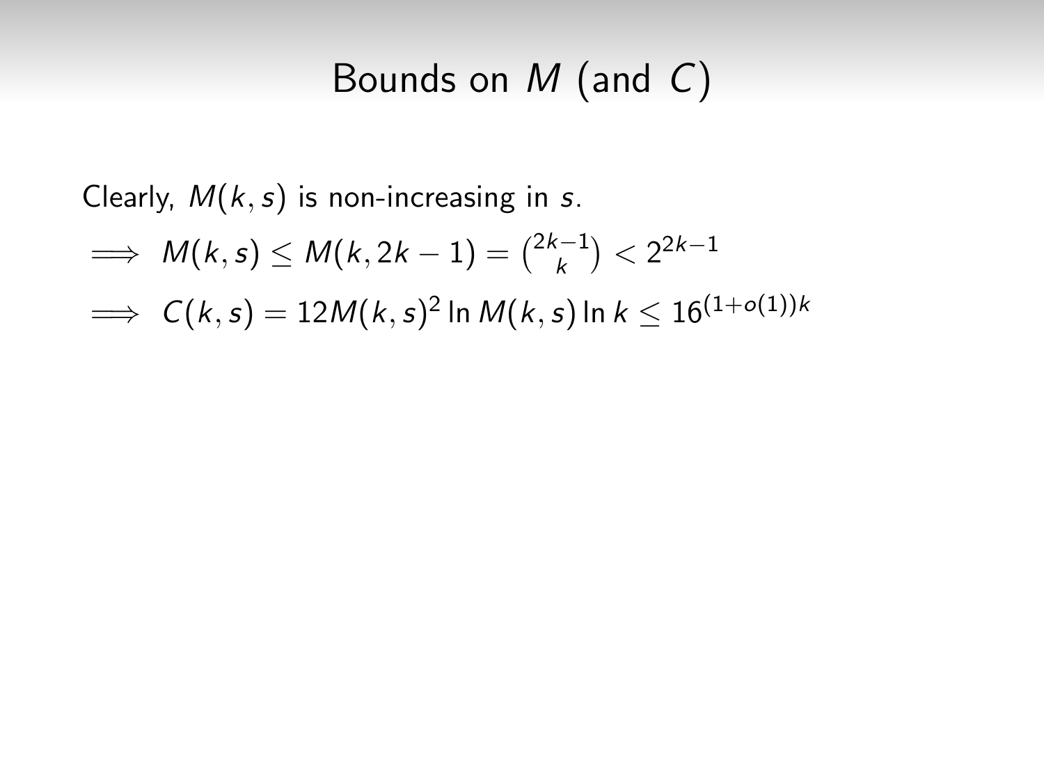# Bounds on $M$ (and $C$)

Clearly, $M(k, s)$ is non-increasing in $s$.

$\implies M(k, s) \leq M(k, 2k-1) = \binom{2k-1}{k} < 2^{2k-1}$

$\implies C(k, s) = 12M(k, s)^2 \ln M(k, s) \ln k \leq 16^{(1+o(1))k}$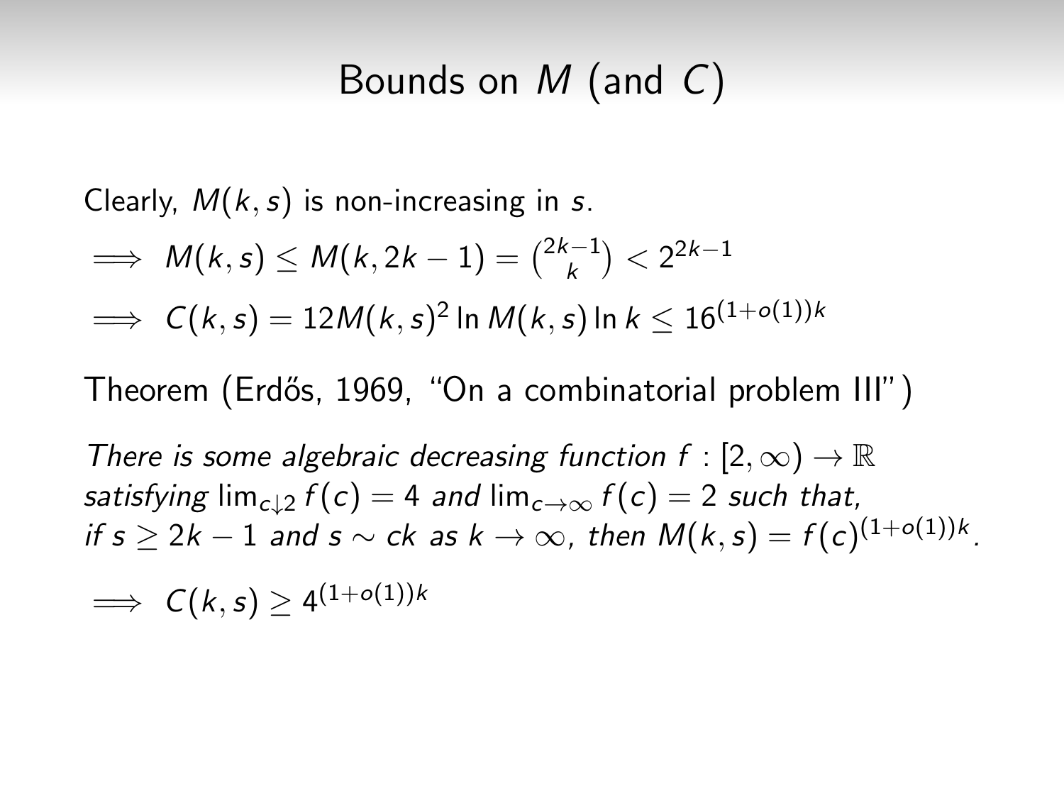# Bounds on $M$ (and $C$)

Clearly, $M(k,s)$ is non-increasing in $s$.

$\implies M(k,s) \le M(k, 2k-1) = \binom{2k-1}{k} < 2^{2k-1}$

$\implies C(k,s) = 12M(k,s)^2 \ln M(k,s) \ln k \le 16^{(1+o(1))k}$

Theorem (Erdős, 1969, "On a combinatorial problem III")

*There is some algebraic decreasing function $f : [2,\infty) \to \mathbb{R}$ satisfying $\lim_{c\downarrow 2} f(c) = 4$ and $\lim_{c\to\infty} f(c) = 2$ such that, if $s \ge 2k-1$ and $s \sim ck$ as $k \to \infty$, then $M(k,s) = f(c)^{(1+o(1))k}$.*

$\implies C(k,s) \ge 4^{(1+o(1))k}$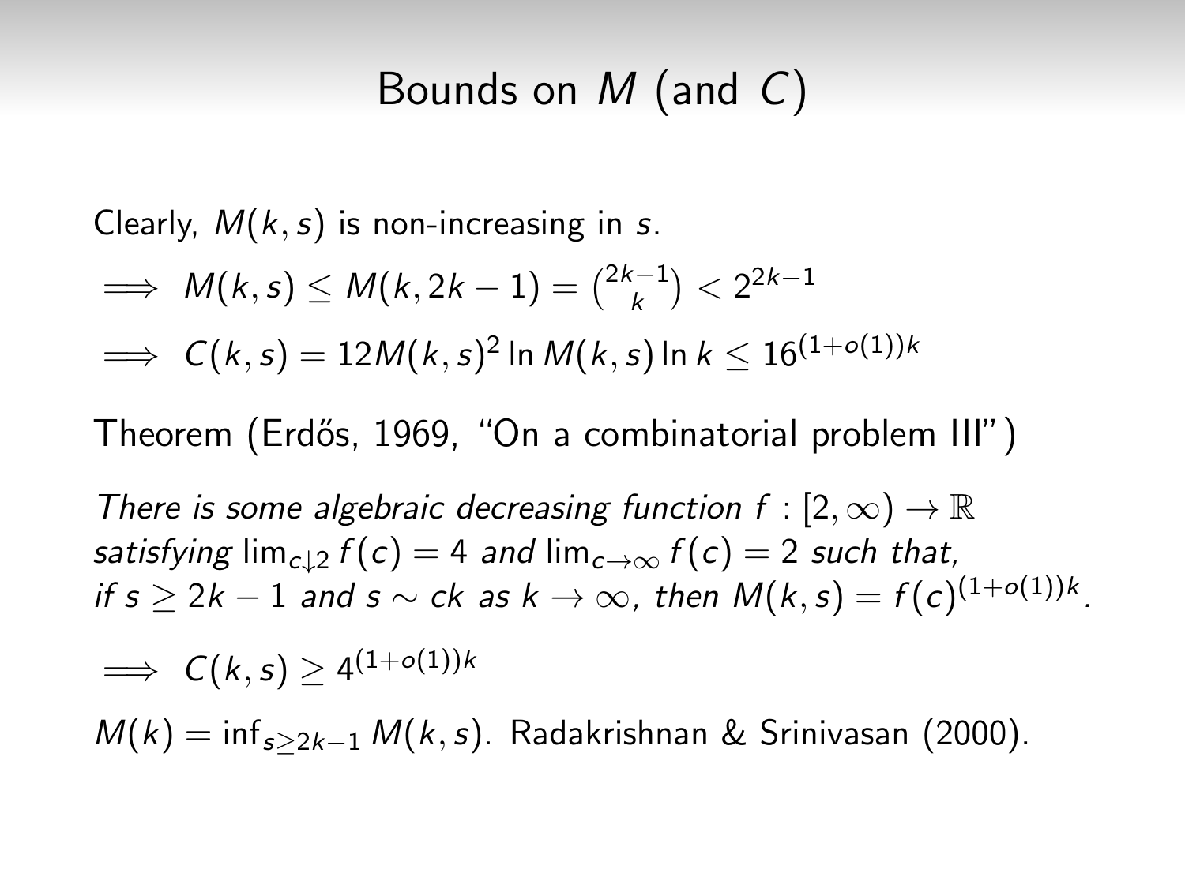# Bounds on $M$ (and $C$)

Clearly, $M(k,s)$ is non-increasing in $s$.

$\implies M(k,s) \leq M(k,2k-1) = \binom{2k-1}{k} < 2^{2k-1}$

$\implies C(k,s) = 12M(k,s)^2 \ln M(k,s) \ln k \leq 16^{(1+o(1))k}$

Theorem (Erdős, 1969, "On a combinatorial problem III")

*There is some algebraic decreasing function* $f : [2,\infty) \to \mathbb{R}$ *satisfying* $\lim_{c \downarrow 2} f(c) = 4$ *and* $\lim_{c\to\infty} f(c) = 2$ *such that, if* $s \geq 2k-1$ *and* $s \sim ck$ *as* $k \to \infty$*, then* $M(k,s) = f(c)^{(1+o(1))k}$*.*

$\implies C(k,s) \geq 4^{(1+o(1))k}$

$M(k) = \inf_{s \geq 2k-1} M(k,s)$. Radakrishnan & Srinivasan (2000).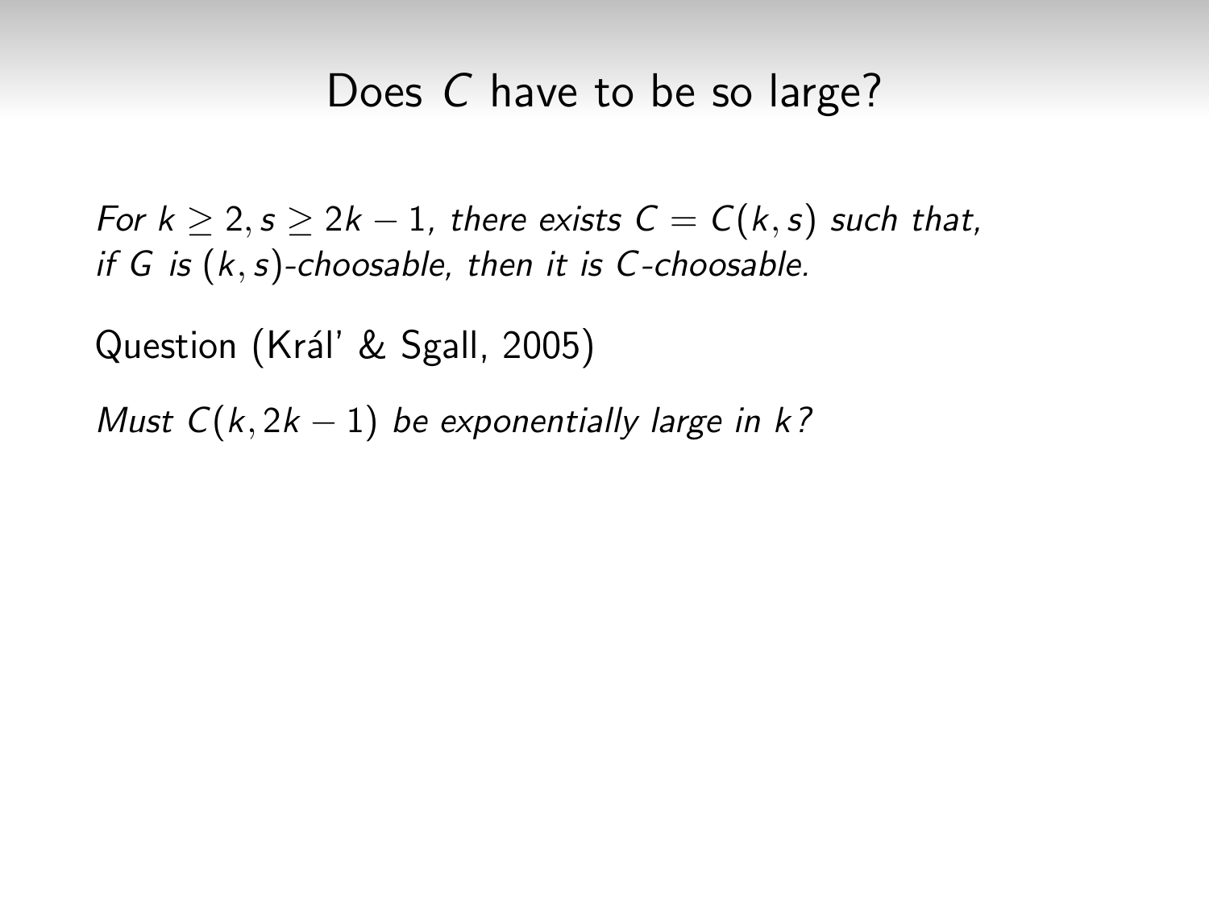# Does $C$ have to be so large?

*For $k \geq 2, s \geq 2k-1$, there exists $C = C(k,s)$ such that, if $G$ is $(k,s)$-choosable, then it is $C$-choosable.*

Question (Král' & Sgall, 2005)

*Must $C(k, 2k-1)$ be exponentially large in $k$?*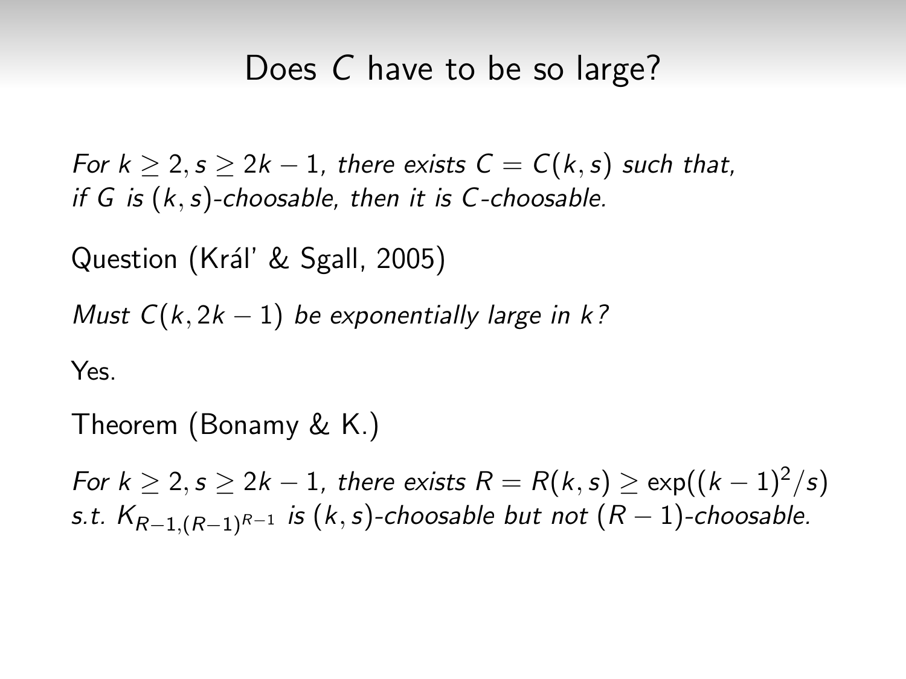# Does $C$ have to be so large?

*For $k \geq 2, s \geq 2k-1$, there exists $C = C(k,s)$ such that, if $G$ is $(k,s)$-choosable, then it is $C$-choosable.*

Question (Král' & Sgall, 2005)

*Must $C(k, 2k-1)$ be exponentially large in $k$?*

Yes.

Theorem (Bonamy & K.)

*For $k \geq 2, s \geq 2k-1$, there exists $R = R(k,s) \geq \exp((k-1)^2/s)$ s.t. $K_{R-1,(R-1)^{R-1}}$ is $(k,s)$-choosable but not $(R-1)$-choosable.*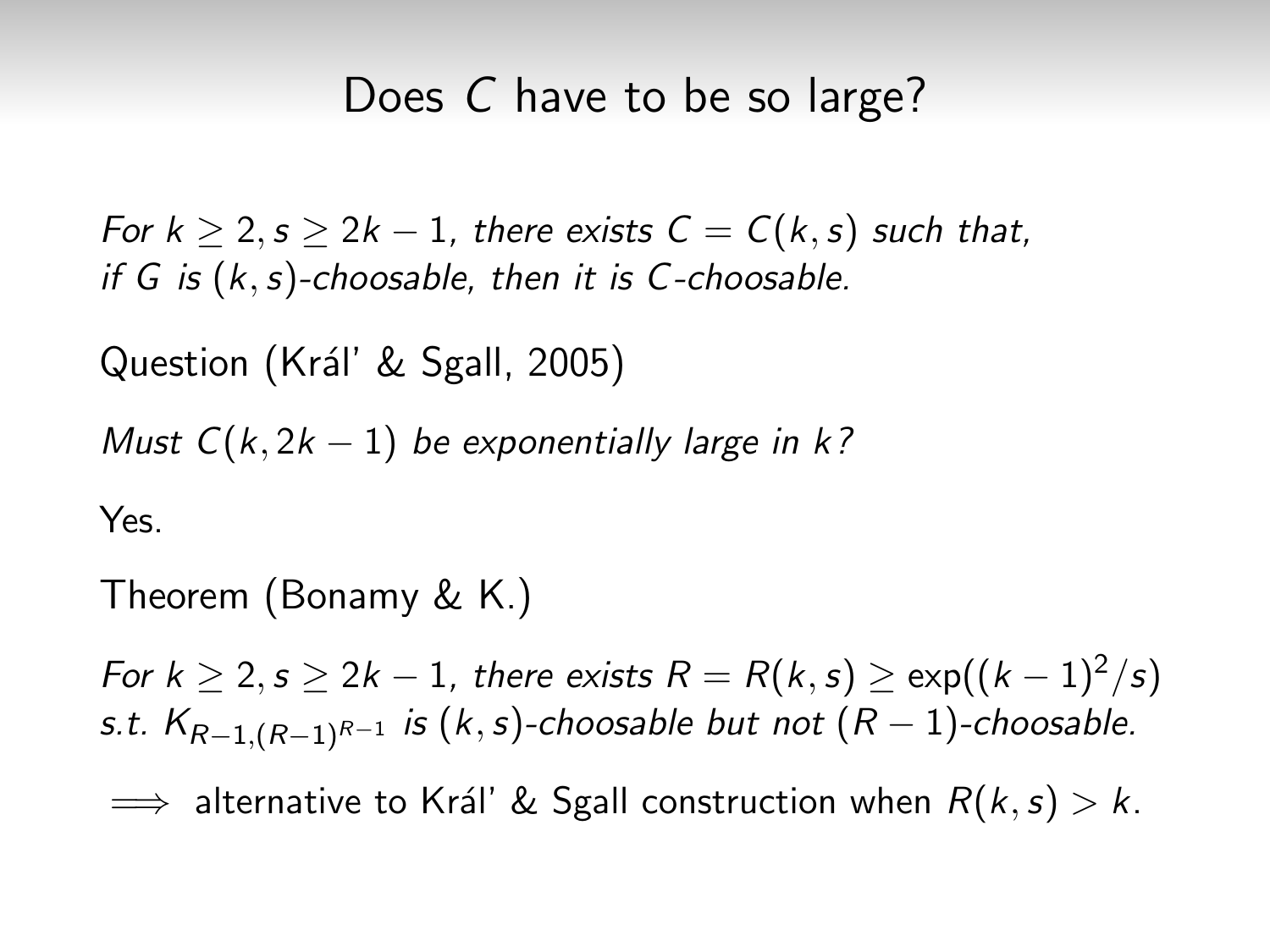# Does $C$ have to be so large?

*For $k \geq 2, s \geq 2k-1$, there exists $C = C(k,s)$ such that, if $G$ is $(k,s)$-choosable, then it is $C$-choosable.*

Question (Král' & Sgall, 2005)

*Must $C(k, 2k-1)$ be exponentially large in $k$?*

Yes.

Theorem (Bonamy & K.)

*For $k \geq 2, s \geq 2k-1$, there exists $R = R(k,s) \geq \exp((k-1)^2/s)$ s.t. $K_{R-1,(R-1)^{R-1}}$ is $(k,s)$-choosable but not $(R-1)$-choosable.*

$\implies$ alternative to Král' & Sgall construction when $R(k,s) > k$.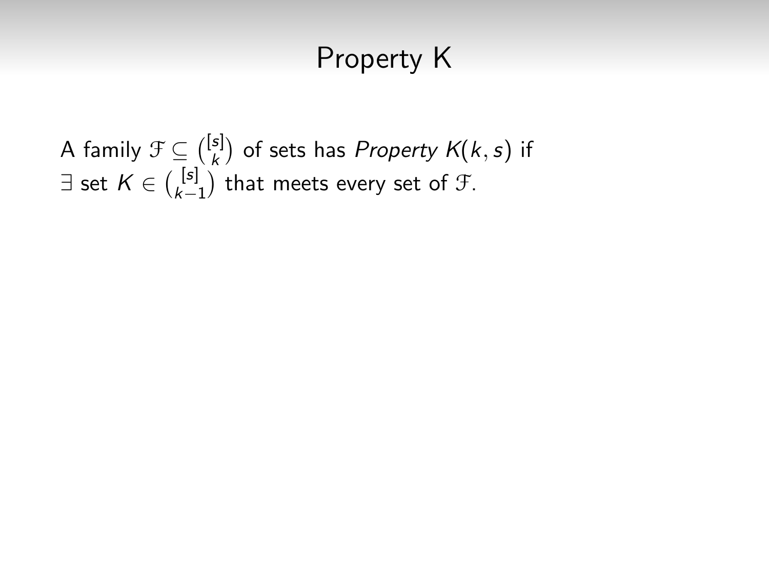# Property K

A family $\mathcal{F} \subseteq \binom{[s]}{k}$ of sets has *Property* $K(k,s)$ if $\exists$ set $K \in \binom{[s]}{k-1}$ that meets every set of $\mathcal{F}$.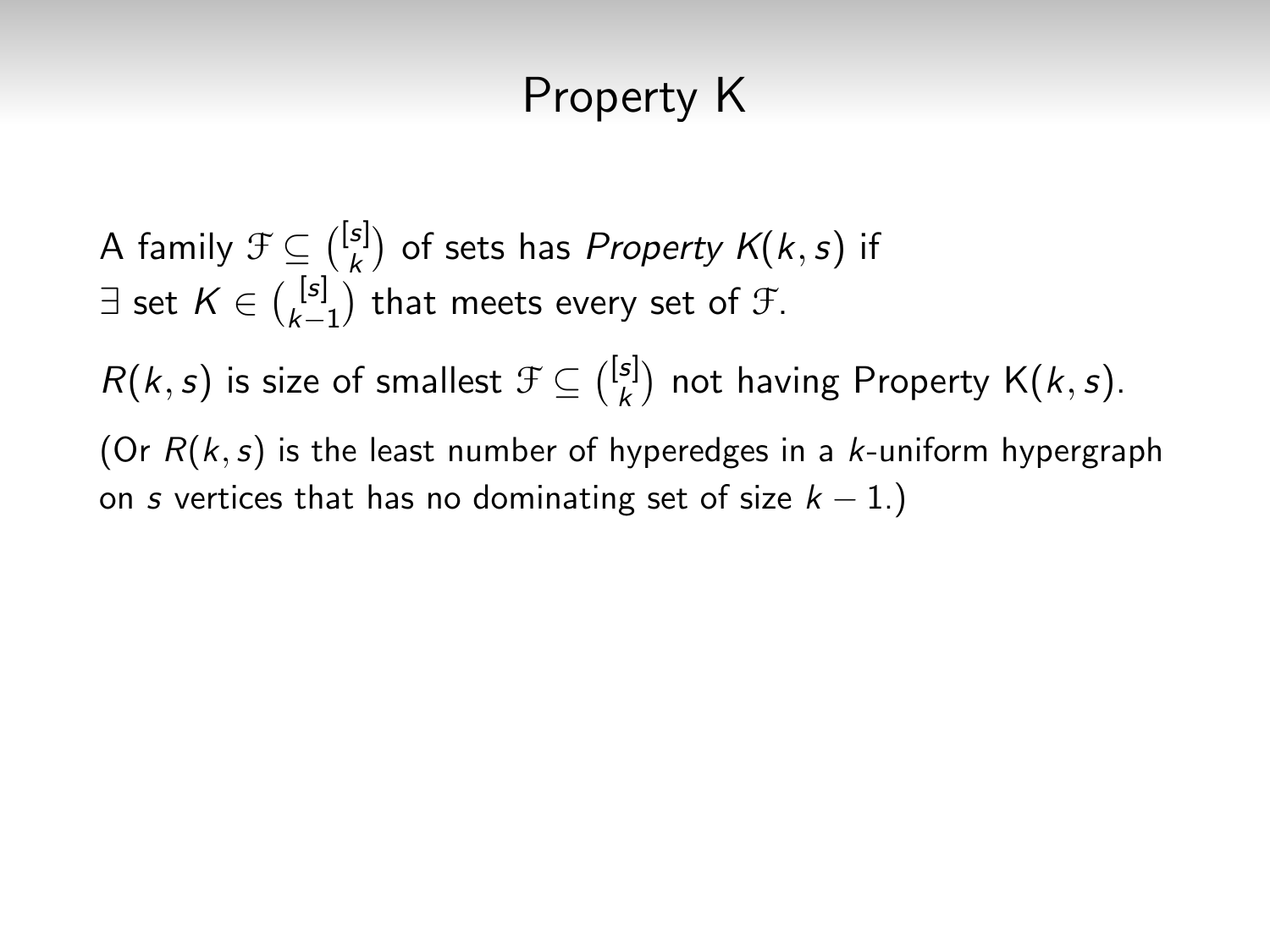# Property K

A family $\mathcal{F} \subseteq \binom{[s]}{k}$ of sets has *Property $K(k,s)$* if $\exists$ set $K \in \binom{[s]}{k-1}$ that meets every set of $\mathcal{F}$.

$R(k,s)$ is size of smallest $\mathcal{F} \subseteq \binom{[s]}{k}$ not having Property K$(k,s)$.

(Or $R(k,s)$ is the least number of hyperedges in a $k$-uniform hypergraph on $s$ vertices that has no dominating set of size $k-1$.)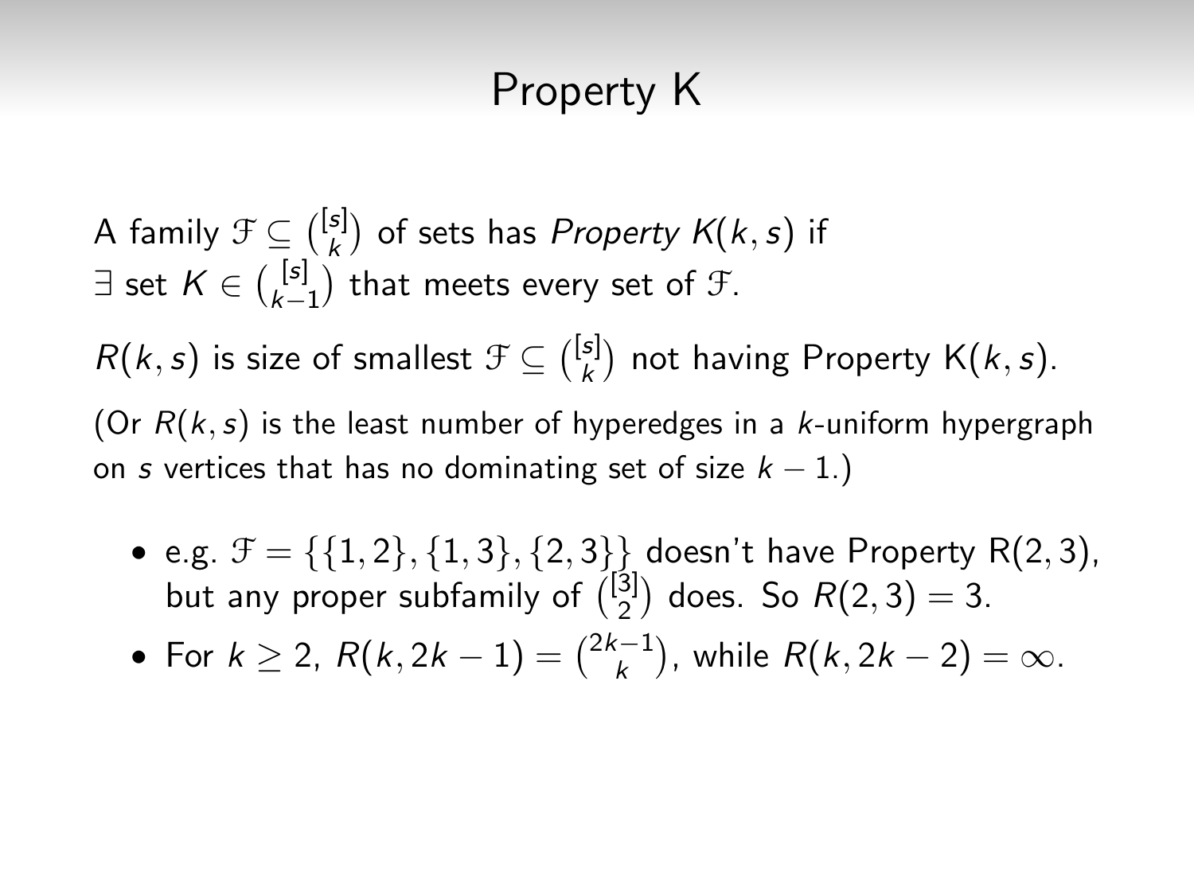# Property K

A family $\mathcal{F} \subseteq \binom{[s]}{k}$ of sets has *Property $K(k, s)$* if $\exists$ set $K \in \binom{[s]}{k-1}$ that meets every set of $\mathcal{F}$.

$R(k, s)$ is size of smallest $\mathcal{F} \subseteq \binom{[s]}{k}$ not having Property K$(k, s)$.

(Or $R(k, s)$ is the least number of hyperedges in a $k$-uniform hypergraph on $s$ vertices that has no dominating set of size $k - 1$.)

- e.g. $\mathcal{F} = \{\{1, 2\}, \{1, 3\}, \{2, 3\}\}$ doesn't have Property R$(2, 3)$, but any proper subfamily of $\binom{[3]}{2}$ does. So $R(2, 3) = 3$.
- For $k \geq 2$, $R(k, 2k - 1) = \binom{2k-1}{k}$, while $R(k, 2k - 2) = \infty$.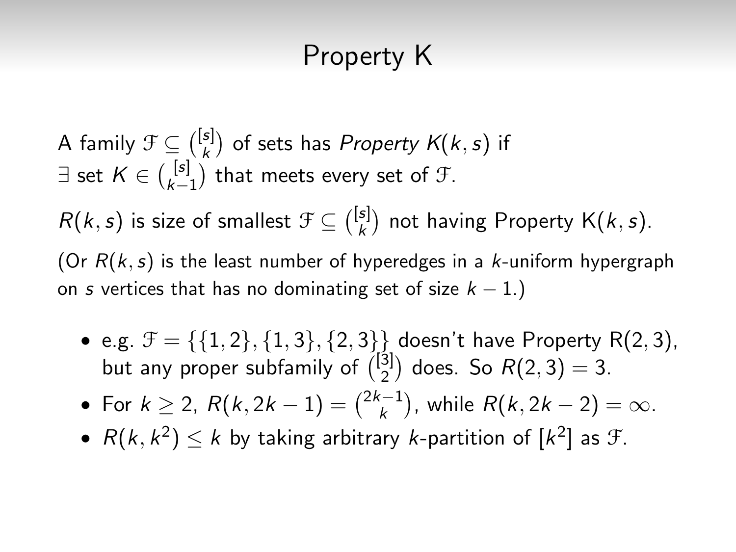# Property K

A family $\mathcal{F} \subseteq \binom{[s]}{k}$ of sets has *Property* $K(k, s)$ if $\exists$ set $K \in \binom{[s]}{k-1}$ that meets every set of $\mathcal{F}$.

$R(k, s)$ is size of smallest $\mathcal{F} \subseteq \binom{[s]}{k}$ not having Property K$(k, s)$.

(Or $R(k, s)$ is the least number of hyperedges in a $k$-uniform hypergraph on $s$ vertices that has no dominating set of size $k - 1$.)

- e.g. $\mathcal{F} = \{\{1, 2\}, \{1, 3\}, \{2, 3\}\}$ doesn't have Property R$(2, 3)$, but any proper subfamily of $\binom{[3]}{2}$ does. So $R(2, 3) = 3$.
- For $k \geq 2$, $R(k, 2k - 1) = \binom{2k-1}{k}$, while $R(k, 2k - 2) = \infty$.
- $R(k, k^2) \leq k$ by taking arbitrary $k$-partition of $[k^2]$ as $\mathcal{F}$.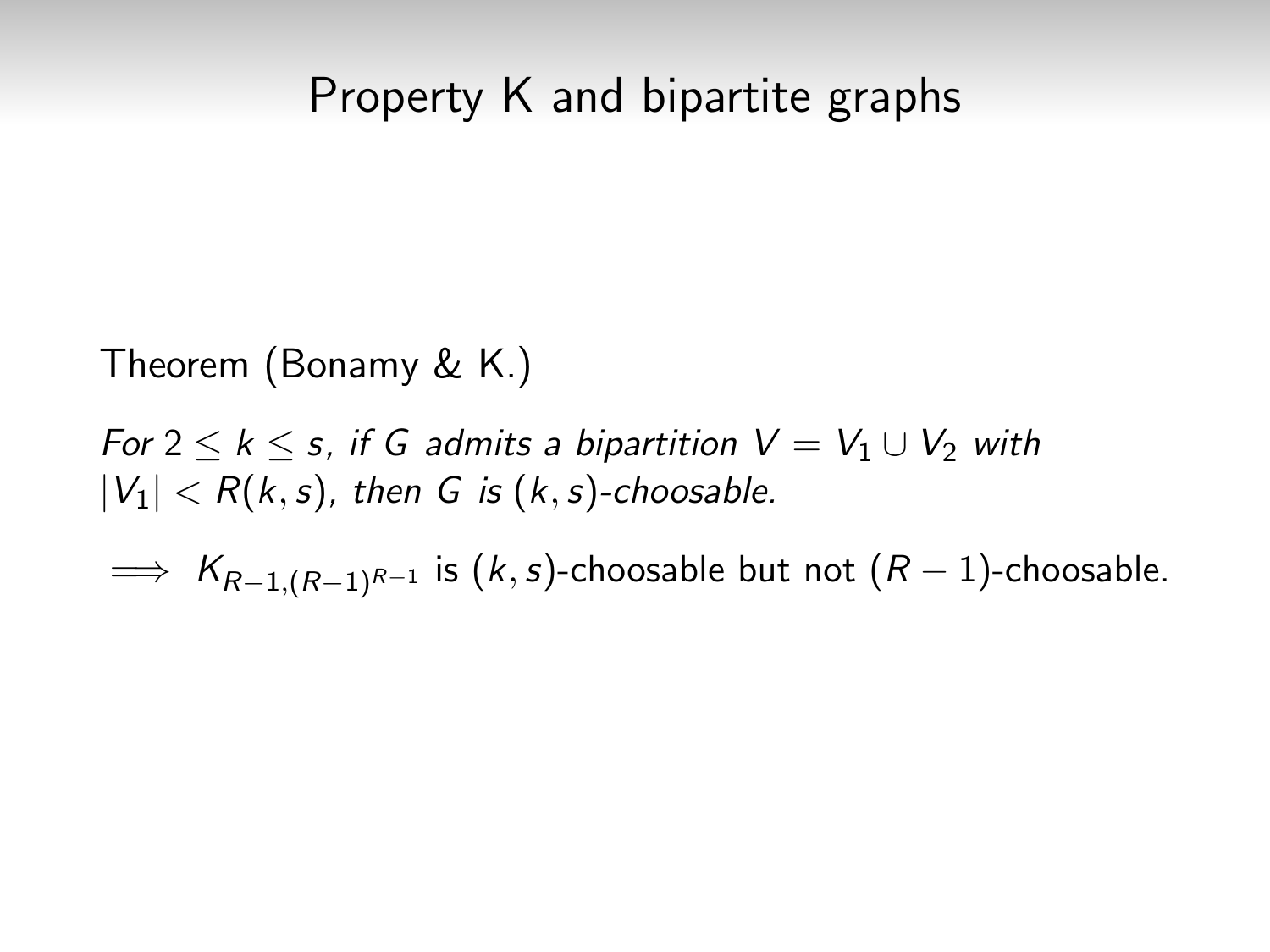# Property K and bipartite graphs

Theorem (Bonamy & K.)

*For $2 \leq k \leq s$, if $G$ admits a bipartition $V = V_1 \cup V_2$ with $|V_1| < R(k,s)$, then $G$ is $(k,s)$-choosable.*

$\implies$ $K_{R-1,(R-1)^{R-1}}$ is $(k,s)$-choosable but not $(R-1)$-choosable.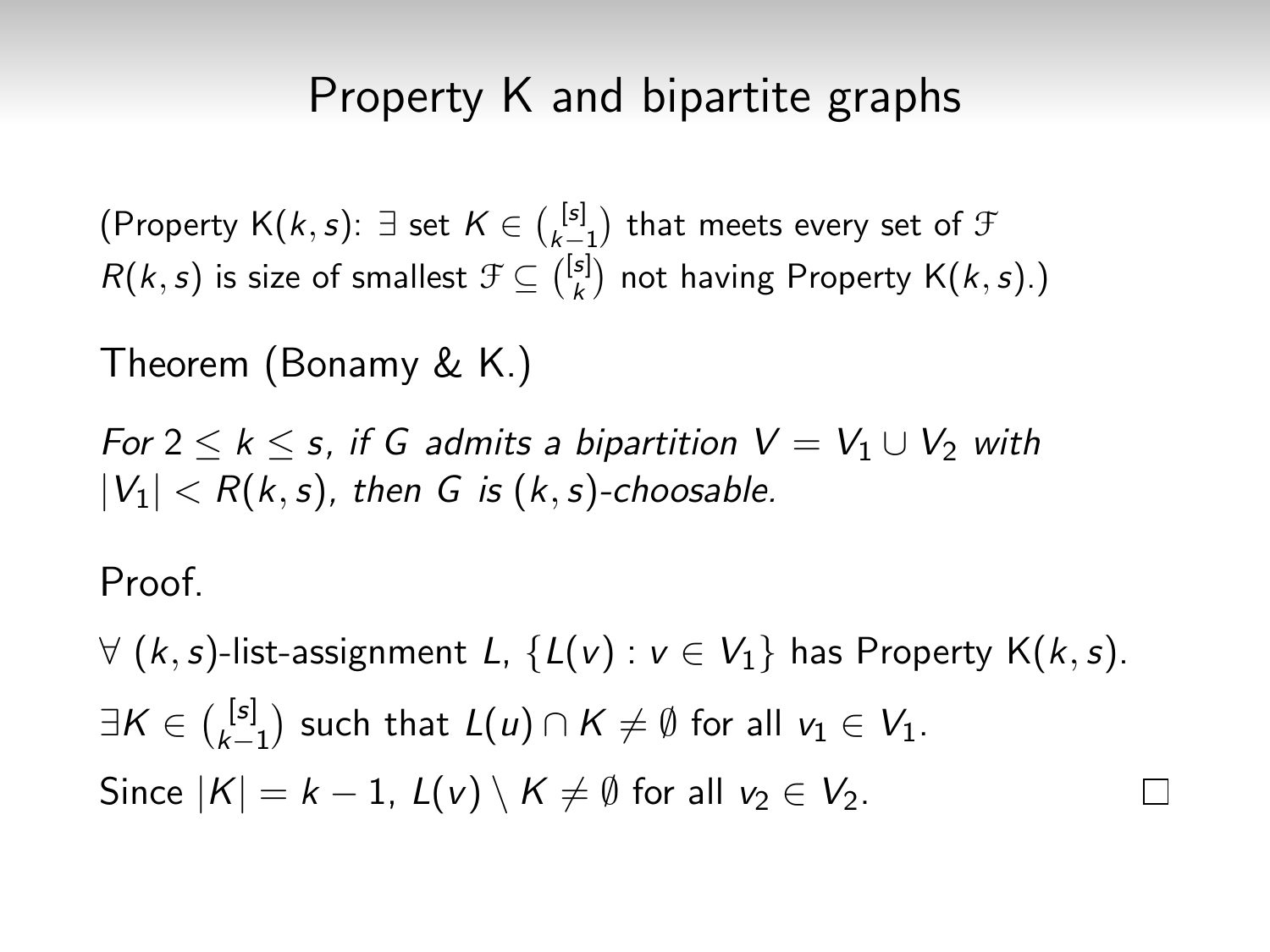# Property K and bipartite graphs

(Property K$(k,s)$: $\exists$ set $K \in \binom{[s]}{k-1}$ that meets every set of $\mathcal{F}$
$R(k,s)$ is size of smallest $\mathcal{F} \subseteq \binom{[s]}{k}$ not having Property K$(k,s)$.)

Theorem (Bonamy & K.)

*For $2 \leq k \leq s$, if $G$ admits a bipartition $V = V_1 \cup V_2$ with $|V_1| < R(k,s)$, then $G$ is $(k,s)$-choosable.*

Proof.

$\forall$ $(k,s)$-list-assignment $L$, $\{L(v) : v \in V_1\}$ has Property K$(k,s)$.

$\exists K \in \binom{[s]}{k-1}$ such that $L(u) \cap K \neq \emptyset$ for all $v_1 \in V_1$.

Since $|K| = k-1$, $L(v) \setminus K \neq \emptyset$ for all $v_2 \in V_2$. $\square$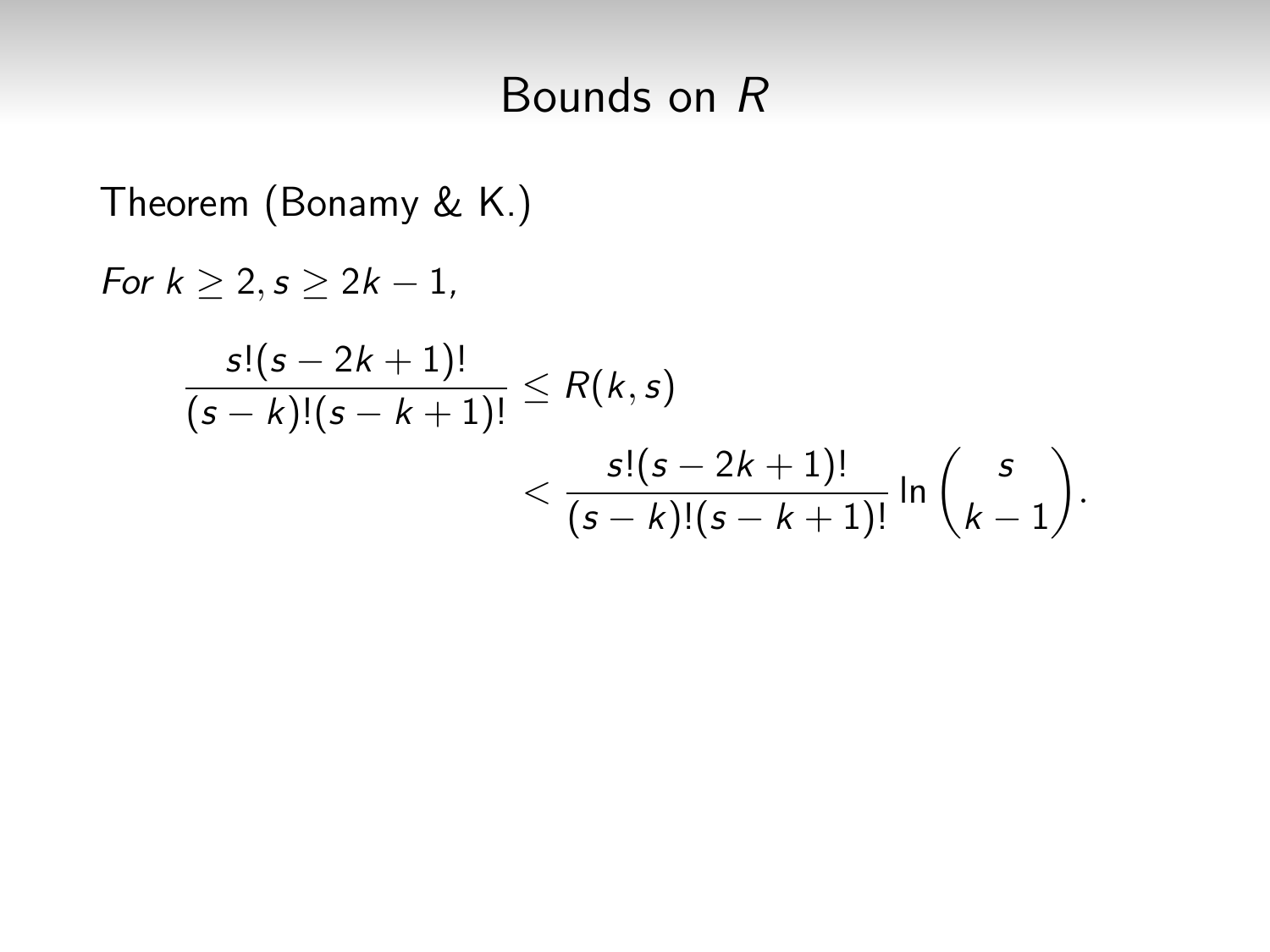# Bounds on $R$

Theorem (Bonamy & K.)

*For $k \geq 2, s \geq 2k-1$,*

$$\frac{s!(s-2k+1)!}{(s-k)!(s-k+1)!} \leq R(k,s) < \frac{s!(s-2k+1)!}{(s-k)!(s-k+1)!} \ln \binom{s}{k-1}.$$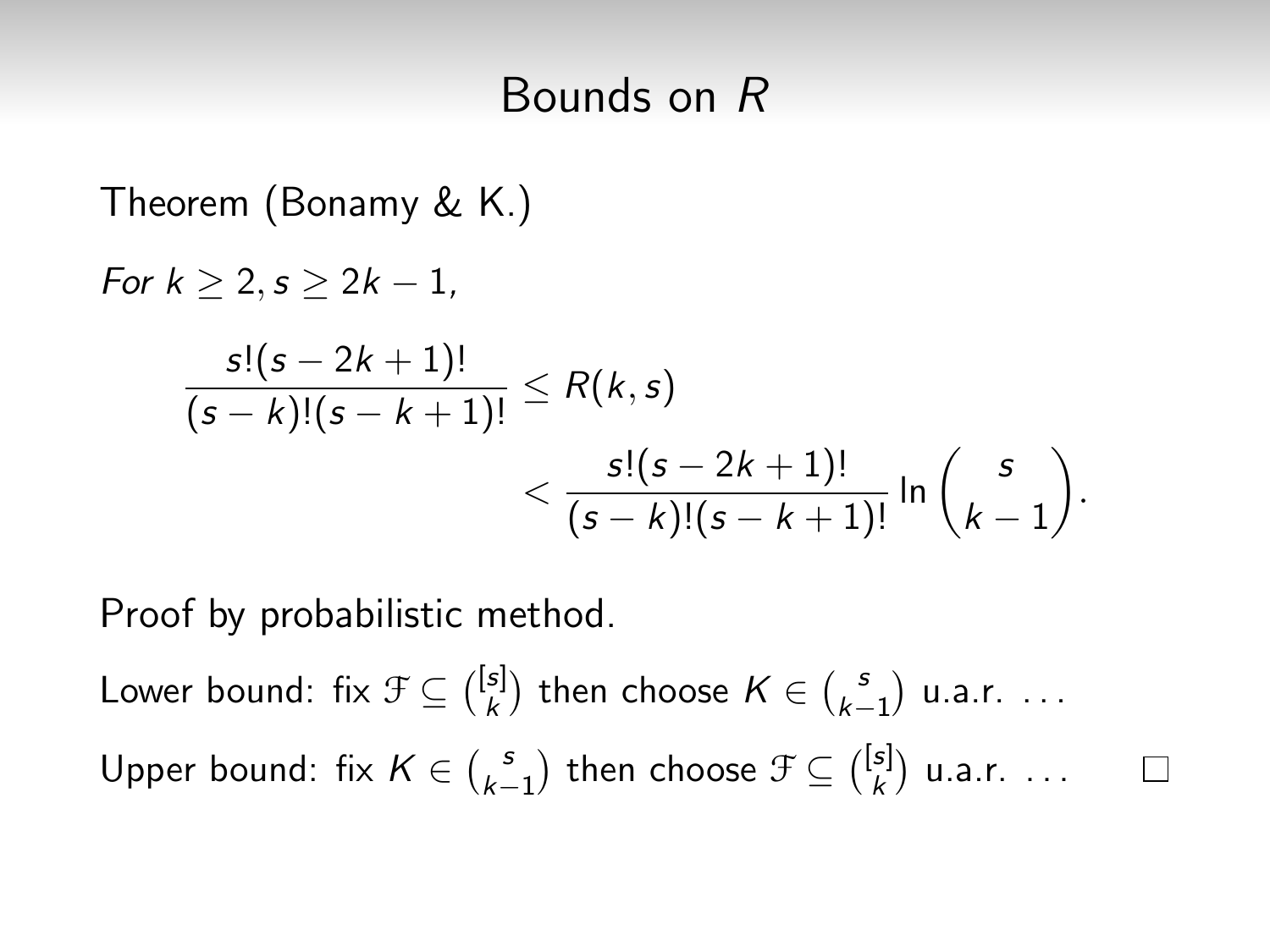# Bounds on $R$

Theorem (Bonamy & K.)

*For* $k \geq 2, s \geq 2k-1$,

$$\frac{s!(s-2k+1)!}{(s-k)!(s-k+1)!} \leq R(k,s)$$
$$< \frac{s!(s-2k+1)!}{(s-k)!(s-k+1)!} \ln \binom{s}{k-1}.$$

Proof by probabilistic method.

Lower bound: fix $\mathcal{F} \subseteq \binom{[s]}{k}$ then choose $K \in \binom{s}{k-1}$ u.a.r. ...

Upper bound: fix $K \in \binom{s}{k-1}$ then choose $\mathcal{F} \subseteq \binom{[s]}{k}$ u.a.r. ... $\square$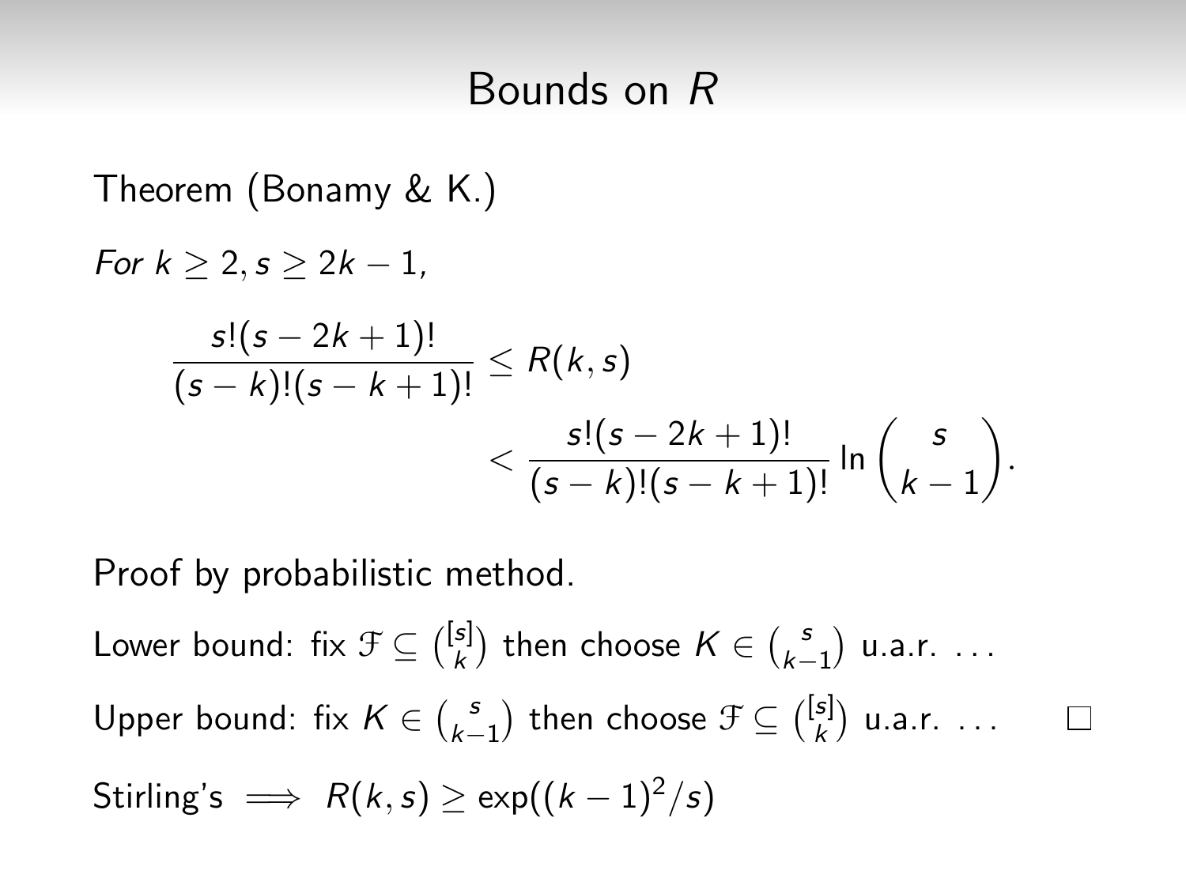# Bounds on $R$

Theorem (Bonamy & K.)

*For $k \geq 2, s \geq 2k-1$,*

$$\frac{s!(s-2k+1)!}{(s-k)!(s-k+1)!} \leq R(k,s) < \frac{s!(s-2k+1)!}{(s-k)!(s-k+1)!} \ln \binom{s}{k-1}.$$

Proof by probabilistic method.

Lower bound: fix $\mathcal{F} \subseteq \binom{[s]}{k}$ then choose $K \in \binom{s}{k-1}$ u.a.r. ...

Upper bound: fix $K \in \binom{s}{k-1}$ then choose $\mathcal{F} \subseteq \binom{[s]}{k}$ u.a.r. ... $\square$

Stirling's $\implies R(k,s) \geq \exp((k-1)^2/s)$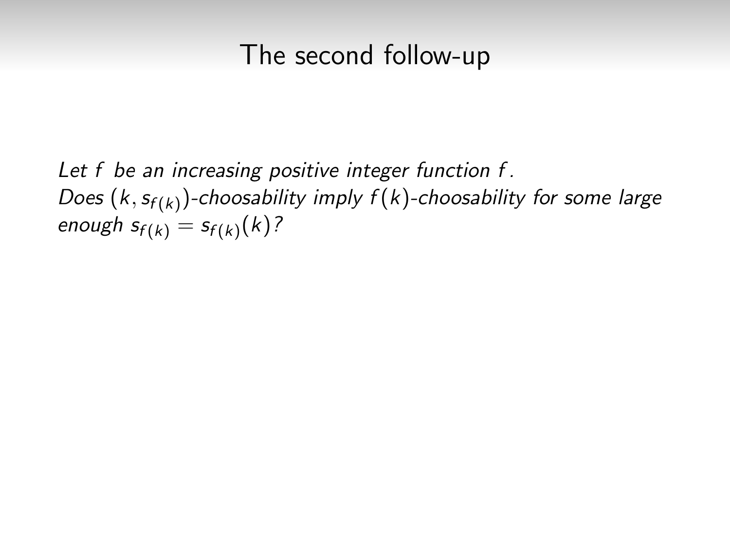# The second follow-up

*Let $f$ be an increasing positive integer function $f$.*
*Does $(k, s_{f(k)})$-choosability imply $f(k)$-choosability for some large enough $s_{f(k)} = s_{f(k)}(k)$?*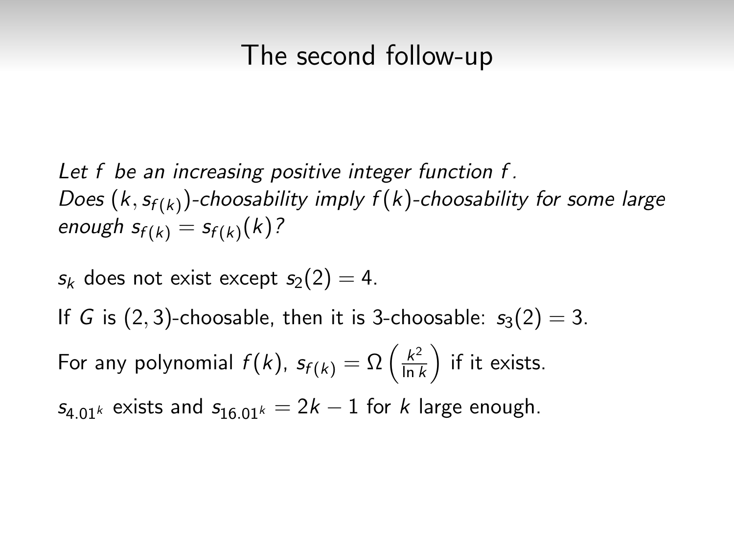# The second follow-up

*Let $f$ be an increasing positive integer function $f$.*
*Does $(k, s_{f(k)})$-choosability imply $f(k)$-choosability for some large enough $s_{f(k)} = s_{f(k)}(k)$?*

$s_k$ does not exist except $s_2(2) = 4$.

If $G$ is $(2, 3)$-choosable, then it is 3-choosable: $s_3(2) = 3$.

For any polynomial $f(k)$, $s_{f(k)} = \Omega\left(\frac{k^2}{\ln k}\right)$ if it exists.

$s_{4.01^k}$ exists and $s_{16.01^k} = 2k - 1$ for $k$ large enough.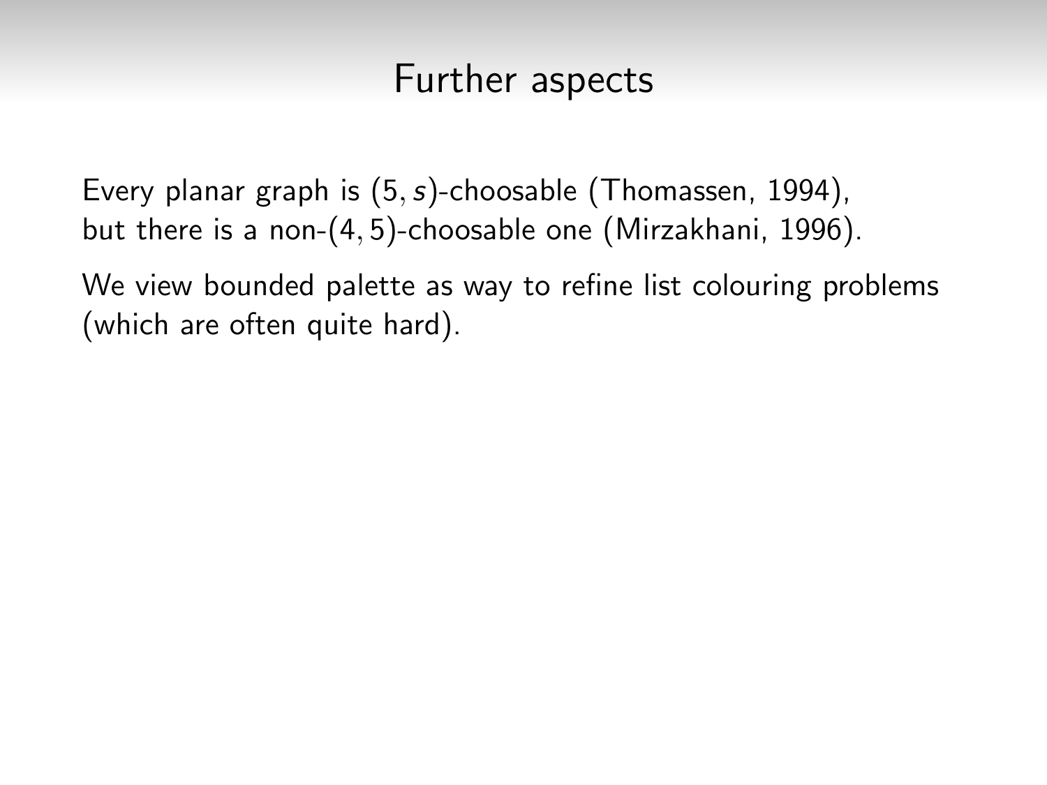# Further aspects

Every planar graph is $(5, s)$-choosable (Thomassen, 1994), but there is a non-$(4, 5)$-choosable one (Mirzakhani, 1996).

We view bounded palette as way to refine list colouring problems (which are often quite hard).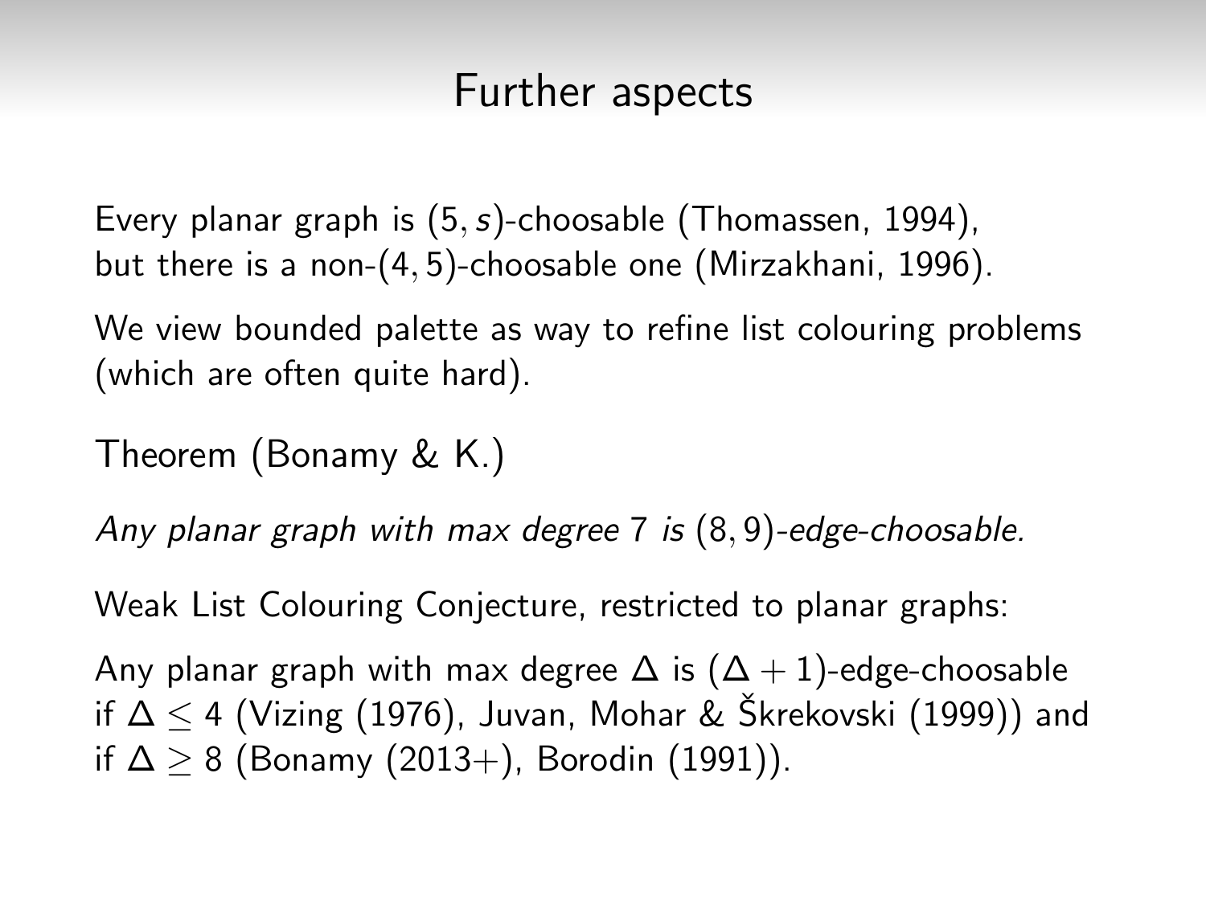# Further aspects

Every planar graph is $(5, s)$-choosable (Thomassen, 1994), but there is a non-$(4, 5)$-choosable one (Mirzakhani, 1996).

We view bounded palette as way to refine list colouring problems (which are often quite hard).

Theorem (Bonamy & K.)

*Any planar graph with max degree* $7$ *is* $(8, 9)$*-edge-choosable.*

Weak List Colouring Conjecture, restricted to planar graphs:

Any planar graph with max degree $\Delta$ is $(\Delta + 1)$-edge-choosable if $\Delta \leq 4$ (Vizing (1976), Juvan, Mohar & Škrekovski (1999)) and if $\Delta \geq 8$ (Bonamy (2013+), Borodin (1991)).